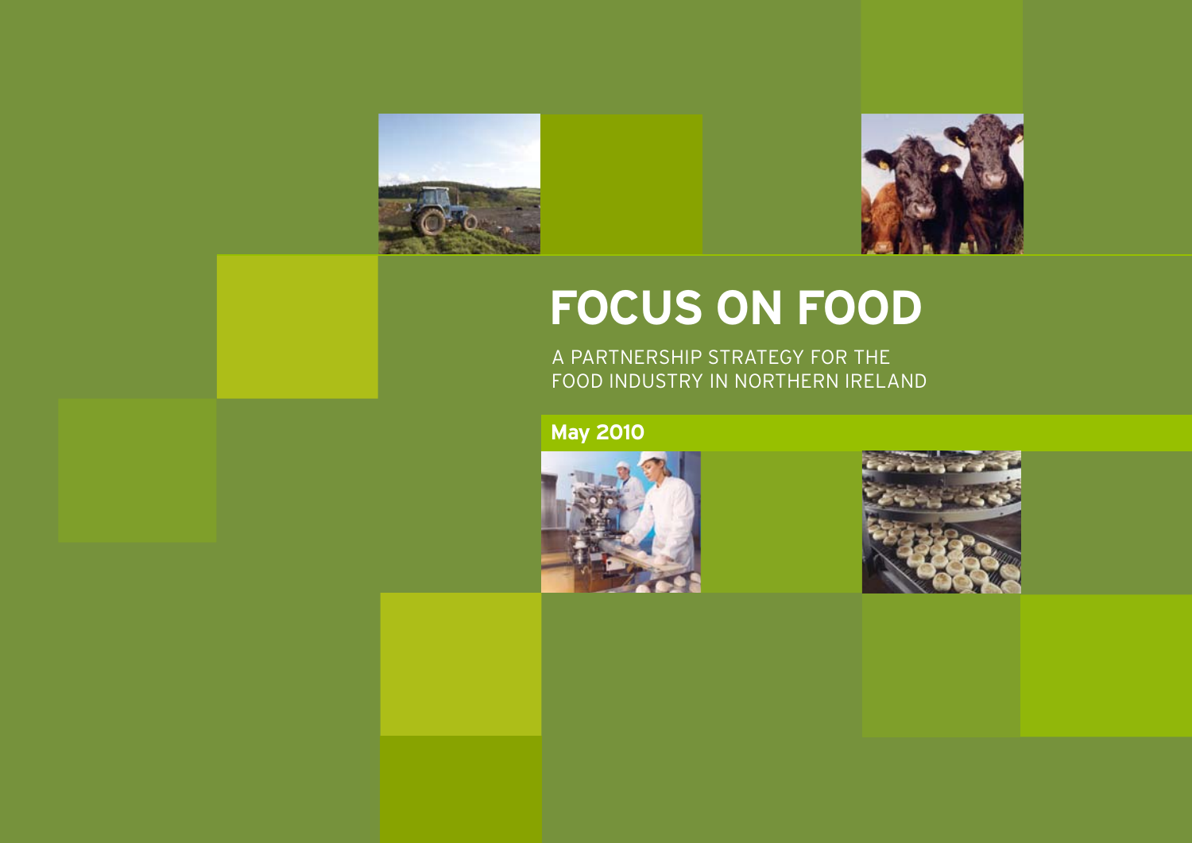# FOCUS ON FOOD

A PARTNERSHIP STRATEGY FOR THE FOOD INDUSTRY IN NORTHERN IRELAND

**May 2010**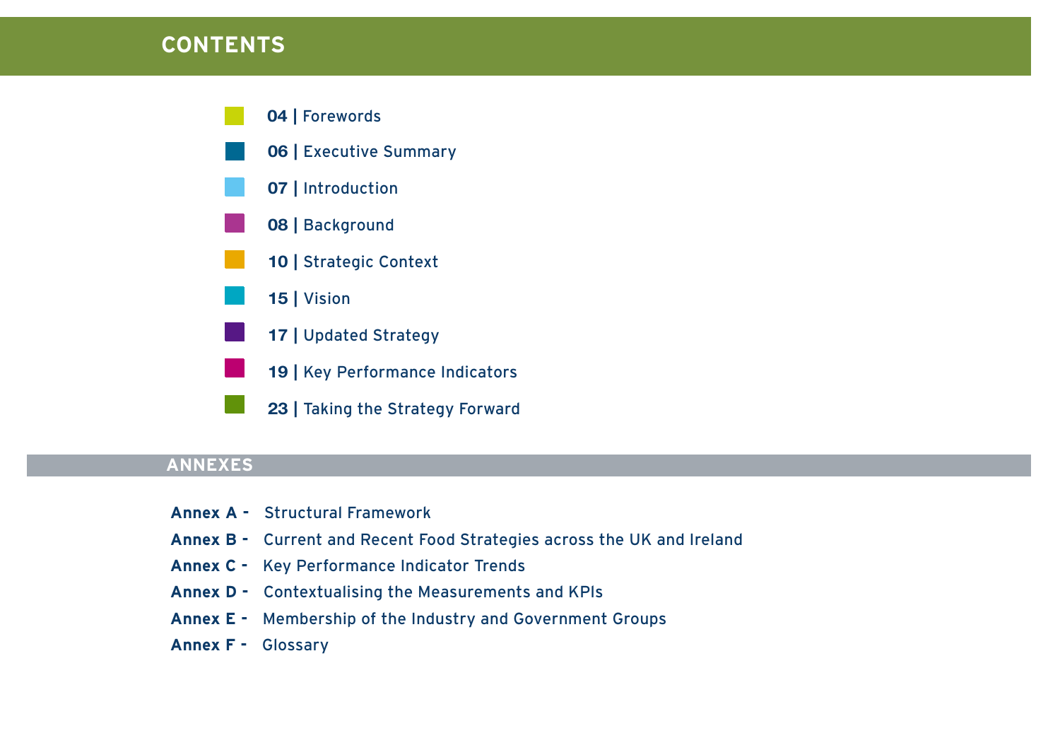# CONTENTS

- **04 |** Forewords
- **06 |** Executive Summary
- **07 |** Introduction
- **08 |** Background
- **10 |** Strategic Context
- **15 |** Vision
- **17 |** Updated Strategy
- **19 |** Key Performance Indicators
- **23 |** Taking the Strategy Forward

## ANNEXES

**Annex A -** Structural Framework

**Annex B -** Current and Recent Food Strategies across the UK and Ireland

**Annex C -** Key Performance Indicator Trends

**Annex D -** Contextualising the Measurements and KPIs

**Annex E -** Membership of the Industry and Government Groups

**Annex F -** Glossary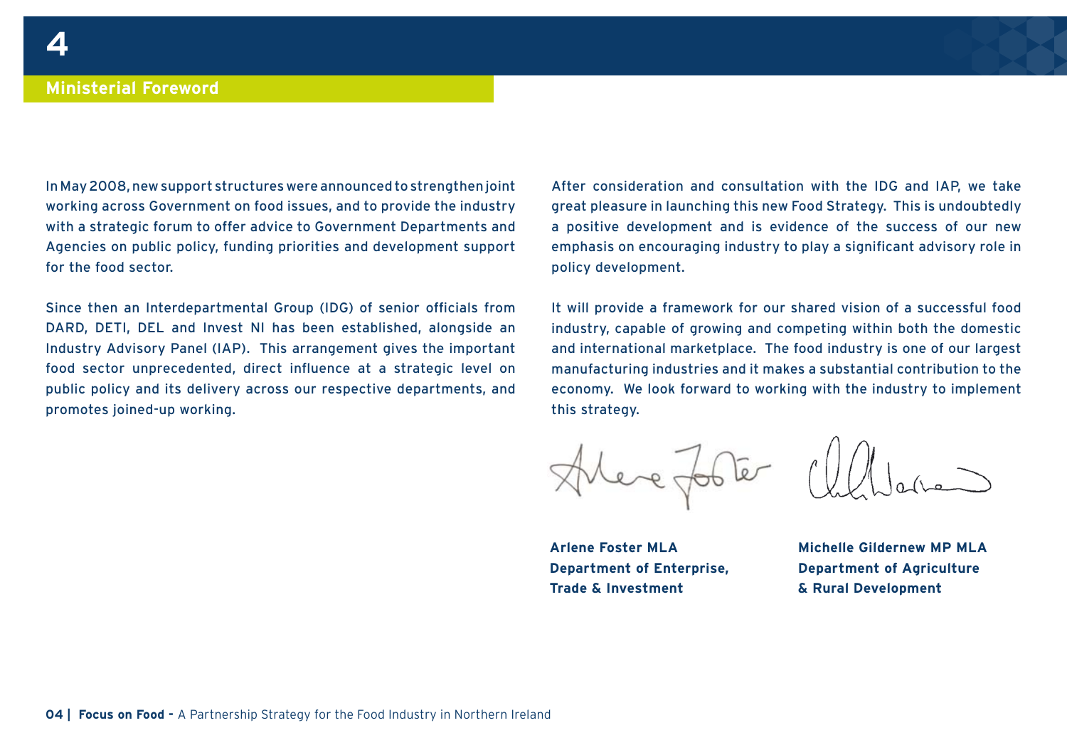## Ministerial Foreword

In May 2008, new support structures were announced to strengthen joint working across Government on food issues, and to provide the industry with a strategic forum to offer advice to Government Departments and Agencies on public policy, funding priorities and development support for the food sector.

Since then an Interdepartmental Group (IDG) of senior officials from DARD, DETI, DEL and Invest NI has been established, alongside an Industry Advisory Panel (IAP). This arrangement gives the important food sector unprecedented, direct influence at a strategic level on public policy and its delivery across our respective departments, and promotes joined-up working.

After consideration and consultation with the IDG and IAP, we take great pleasure in launching this new Food Strategy. This is undoubtedly a positive development and is evidence of the success of our new emphasis on encouraging industry to play a significant advisory role in policy development.

It will provide a framework for our shared vision of a successful food industry, capable of growing and competing within both the domestic and international marketplace. The food industry is one of our largest manufacturing industries and it makes a substantial contribution to the economy. We look forward to working with the industry to implement this strategy.

**Arlene Foster MLA**
**Department of Enterprise, Trade & Investment**

**Michelle Gildernew MP MLA**
**Department of Agriculture & Rural Development**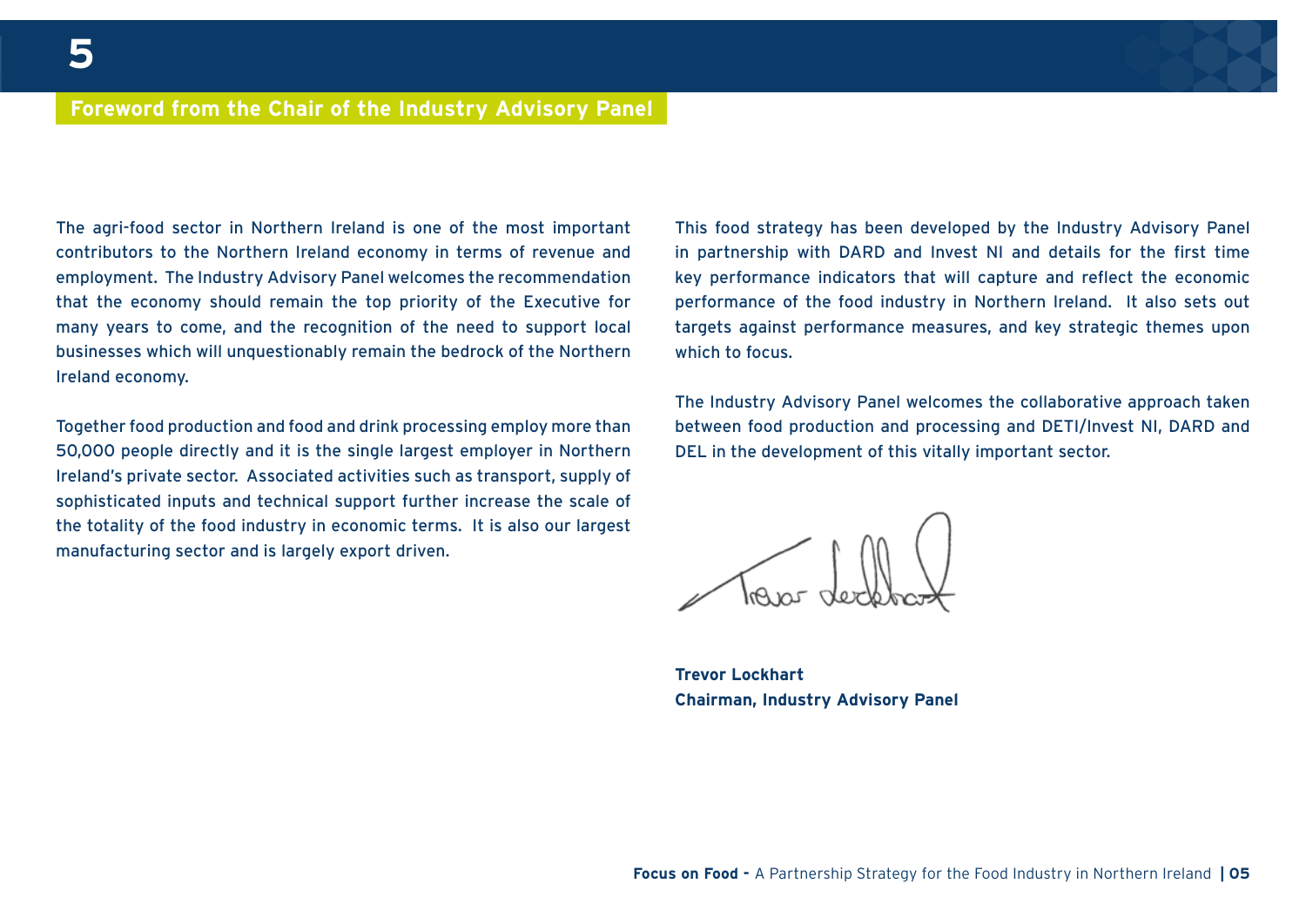## Foreword from the Chair of the Industry Advisory Panel

The agri-food sector in Northern Ireland is one of the most important contributors to the Northern Ireland economy in terms of revenue and employment. The Industry Advisory Panel welcomes the recommendation that the economy should remain the top priority of the Executive for many years to come, and the recognition of the need to support local businesses which will unquestionably remain the bedrock of the Northern Ireland economy.

Together food production and food and drink processing employ more than 50,000 people directly and it is the single largest employer in Northern Ireland's private sector. Associated activities such as transport, supply of sophisticated inputs and technical support further increase the scale of the totality of the food industry in economic terms. It is also our largest manufacturing sector and is largely export driven.

This food strategy has been developed by the Industry Advisory Panel in partnership with DARD and Invest NI and details for the first time key performance indicators that will capture and reflect the economic performance of the food industry in Northern Ireland. It also sets out targets against performance measures, and key strategic themes upon which to focus.

The Industry Advisory Panel welcomes the collaborative approach taken between food production and processing and DETI/Invest NI, DARD and DEL in the development of this vitally important sector.

**Trevor Lockhart**
**Chairman, Industry Advisory Panel**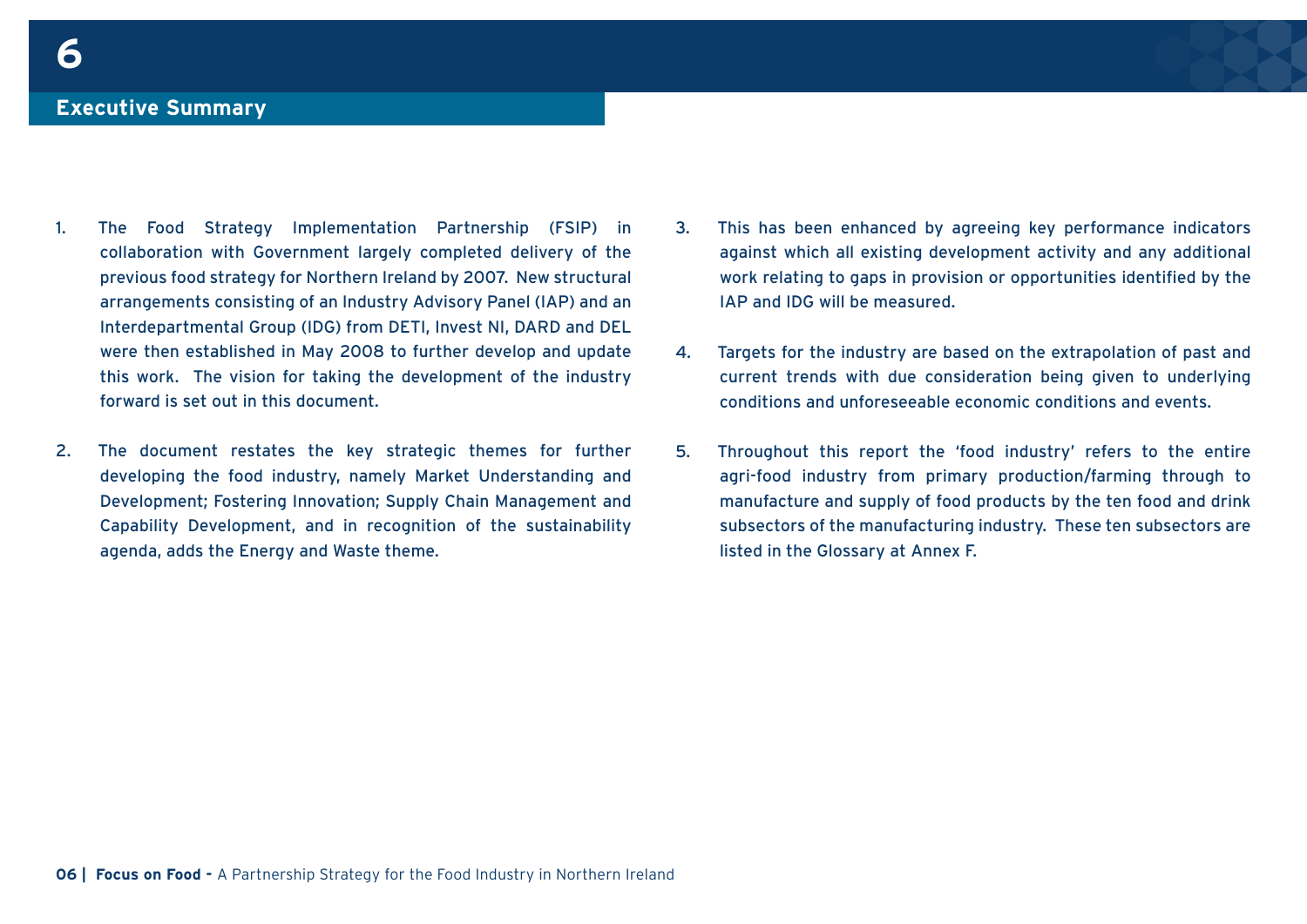# 6

## Executive Summary

1. The Food Strategy Implementation Partnership (FSIP) in collaboration with Government largely completed delivery of the previous food strategy for Northern Ireland by 2007. New structural arrangements consisting of an Industry Advisory Panel (IAP) and an Interdepartmental Group (IDG) from DETI, Invest NI, DARD and DEL were then established in May 2008 to further develop and update this work. The vision for taking the development of the industry forward is set out in this document.

2. The document restates the key strategic themes for further developing the food industry, namely Market Understanding and Development; Fostering Innovation; Supply Chain Management and Capability Development, and in recognition of the sustainability agenda, adds the Energy and Waste theme.

3. This has been enhanced by agreeing key performance indicators against which all existing development activity and any additional work relating to gaps in provision or opportunities identified by the IAP and IDG will be measured.

4. Targets for the industry are based on the extrapolation of past and current trends with due consideration being given to underlying conditions and unforeseeable economic conditions and events.

5. Throughout this report the 'food industry' refers to the entire agri-food industry from primary production/farming through to manufacture and supply of food products by the ten food and drink subsectors of the manufacturing industry. These ten subsectors are listed in the Glossary at Annex F.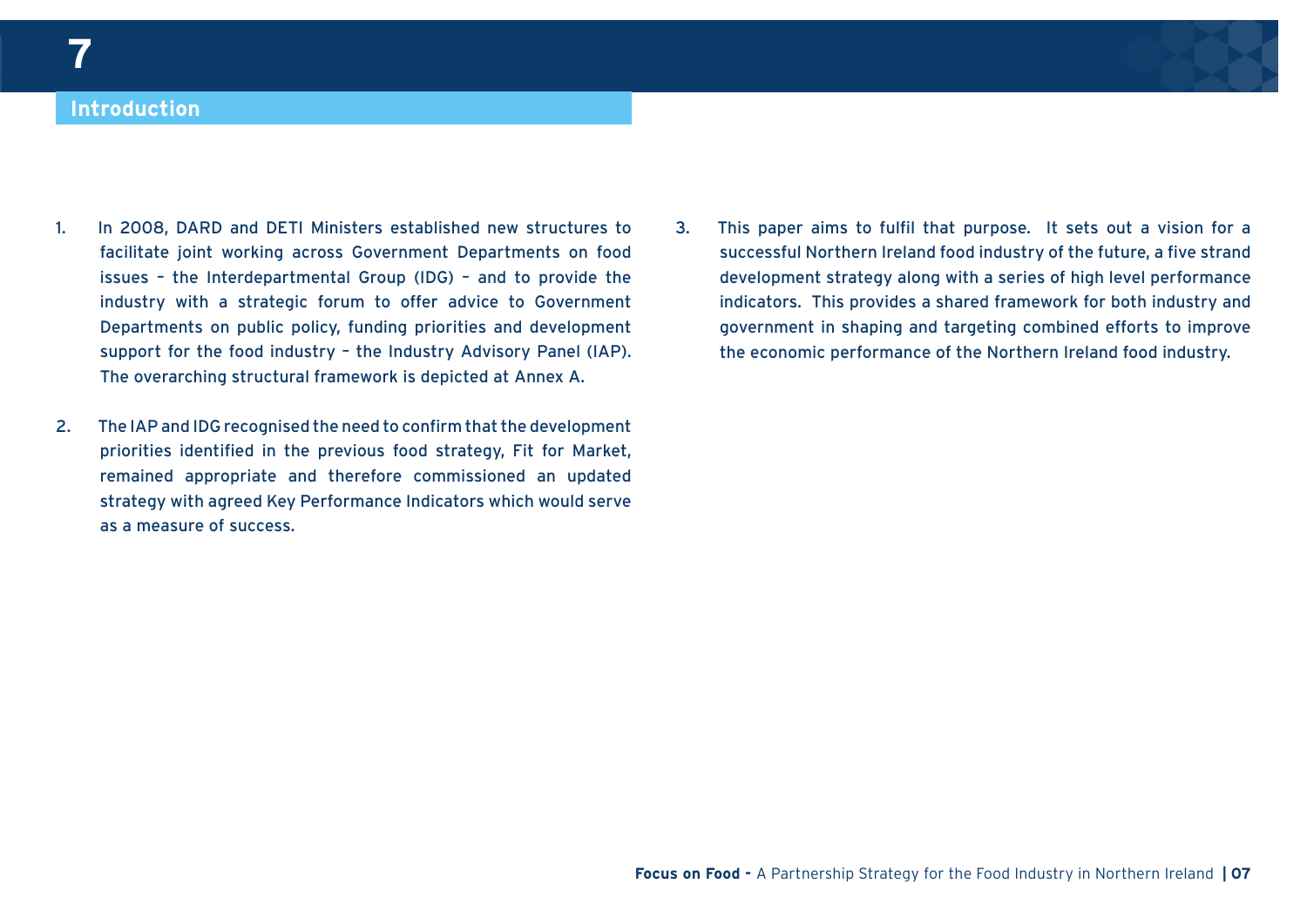# Introduction

1. In 2008, DARD and DETI Ministers established new structures to facilitate joint working across Government Departments on food issues – the Interdepartmental Group (IDG) – and to provide the industry with a strategic forum to offer advice to Government Departments on public policy, funding priorities and development support for the food industry – the Industry Advisory Panel (IAP). The overarching structural framework is depicted at Annex A.

2. The IAP and IDG recognised the need to confirm that the development priorities identified in the previous food strategy, Fit for Market, remained appropriate and therefore commissioned an updated strategy with agreed Key Performance Indicators which would serve as a measure of success.

3. This paper aims to fulfil that purpose. It sets out a vision for a successful Northern Ireland food industry of the future, a five strand development strategy along with a series of high level performance indicators. This provides a shared framework for both industry and government in shaping and targeting combined efforts to improve the economic performance of the Northern Ireland food industry.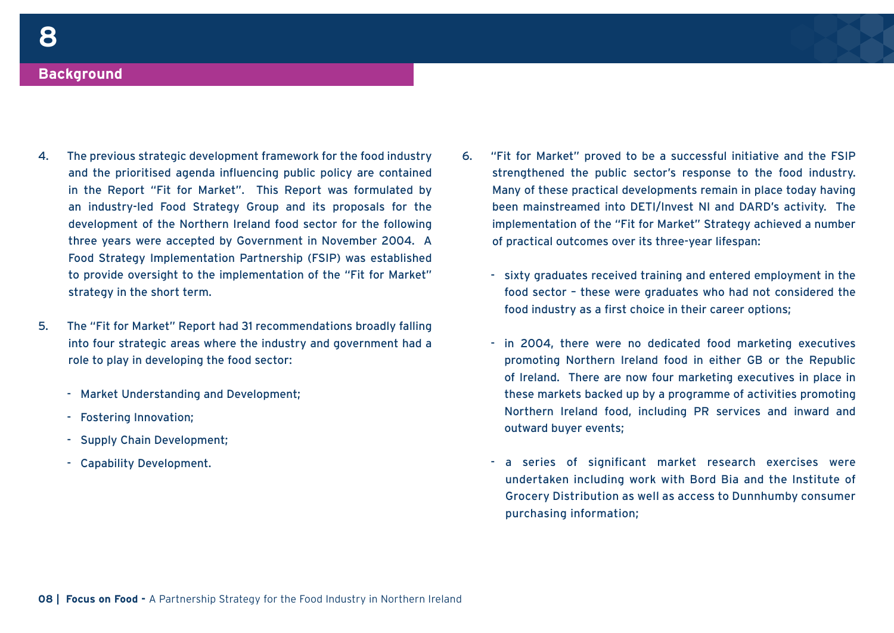## Background

4. The previous strategic development framework for the food industry and the prioritised agenda influencing public policy are contained in the Report "Fit for Market". This Report was formulated by an industry-led Food Strategy Group and its proposals for the development of the Northern Ireland food sector for the following three years were accepted by Government in November 2004. A Food Strategy Implementation Partnership (FSIP) was established to provide oversight to the implementation of the "Fit for Market" strategy in the short term.

5. The "Fit for Market" Report had 31 recommendations broadly falling into four strategic areas where the industry and government had a role to play in developing the food sector:

   - Market Understanding and Development;
   - Fostering Innovation;
   - Supply Chain Development;
   - Capability Development.

6. "Fit for Market" proved to be a successful initiative and the FSIP strengthened the public sector's response to the food industry. Many of these practical developments remain in place today having been mainstreamed into DETI/Invest NI and DARD's activity. The implementation of the "Fit for Market" Strategy achieved a number of practical outcomes over its three-year lifespan:

   - sixty graduates received training and entered employment in the food sector – these were graduates who had not considered the food industry as a first choice in their career options;
   - in 2004, there were no dedicated food marketing executives promoting Northern Ireland food in either GB or the Republic of Ireland. There are now four marketing executives in place in these markets backed up by a programme of activities promoting Northern Ireland food, including PR services and inward and outward buyer events;
   - a series of significant market research exercises were undertaken including work with Bord Bia and the Institute of Grocery Distribution as well as access to Dunnhumby consumer purchasing information;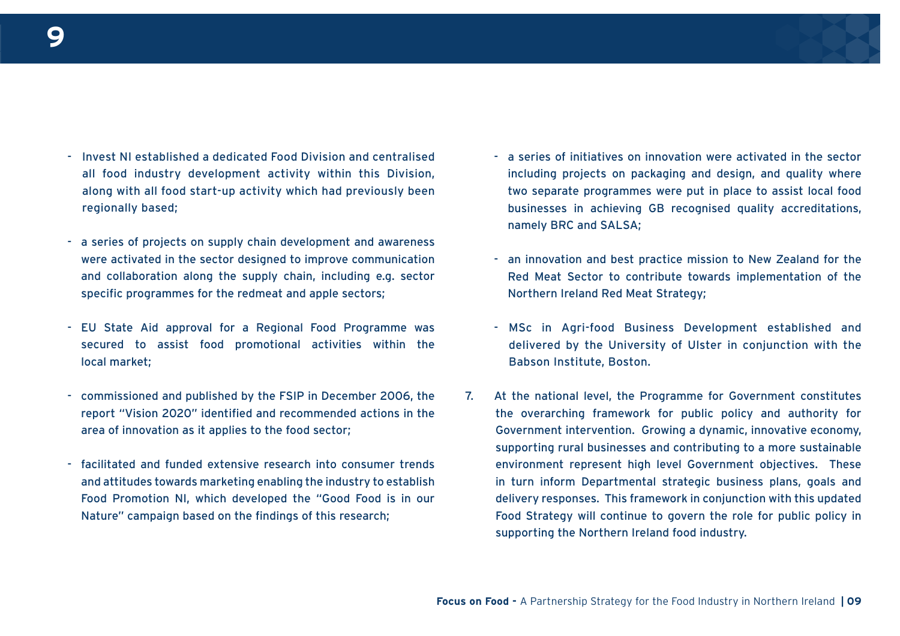- Invest NI established a dedicated Food Division and centralised all food industry development activity within this Division, along with all food start-up activity which had previously been regionally based;

- a series of projects on supply chain development and awareness were activated in the sector designed to improve communication and collaboration along the supply chain, including e.g. sector specific programmes for the redmeat and apple sectors;

- EU State Aid approval for a Regional Food Programme was secured to assist food promotional activities within the local market;

- commissioned and published by the FSIP in December 2006, the report "Vision 2020" identified and recommended actions in the area of innovation as it applies to the food sector;

- facilitated and funded extensive research into consumer trends and attitudes towards marketing enabling the industry to establish Food Promotion NI, which developed the "Good Food is in our Nature" campaign based on the findings of this research;

- a series of initiatives on innovation were activated in the sector including projects on packaging and design, and quality where two separate programmes were put in place to assist local food businesses in achieving GB recognised quality accreditations, namely BRC and SALSA;

- an innovation and best practice mission to New Zealand for the Red Meat Sector to contribute towards implementation of the Northern Ireland Red Meat Strategy;

- MSc in Agri-food Business Development established and delivered by the University of Ulster in conjunction with the Babson Institute, Boston.

7. At the national level, the Programme for Government constitutes the overarching framework for public policy and authority for Government intervention. Growing a dynamic, innovative economy, supporting rural businesses and contributing to a more sustainable environment represent high level Government objectives. These in turn inform Departmental strategic business plans, goals and delivery responses. This framework in conjunction with this updated Food Strategy will continue to govern the role for public policy in supporting the Northern Ireland food industry.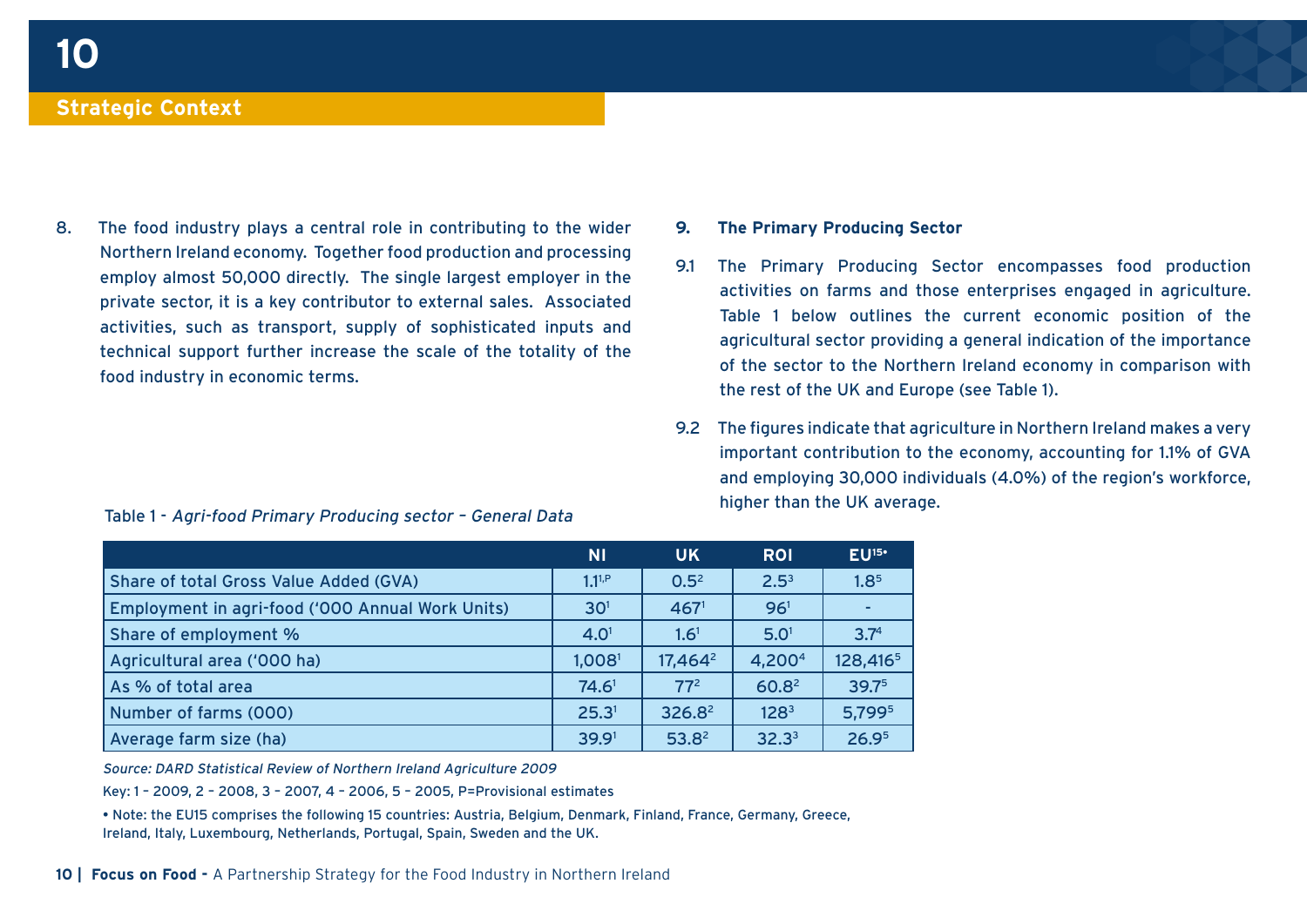## Strategic Context

8. The food industry plays a central role in contributing to the wider Northern Ireland economy. Together food production and processing employ almost 50,000 directly. The single largest employer in the private sector, it is a key contributor to external sales. Associated activities, such as transport, supply of sophisticated inputs and technical support further increase the scale of the totality of the food industry in economic terms.

### 9. The Primary Producing Sector

9.1 The Primary Producing Sector encompasses food production activities on farms and those enterprises engaged in agriculture. Table 1 below outlines the current economic position of the agricultural sector providing a general indication of the importance of the sector to the Northern Ireland economy in comparison with the rest of the UK and Europe (see Table 1).

9.2 The figures indicate that agriculture in Northern Ireland makes a very important contribution to the economy, accounting for 1.1% of GVA and employing 30,000 individuals (4.0%) of the region's workforce, higher than the UK average.

Table 1 - *Agri-food Primary Producing sector – General Data*

| | NI | UK | ROI | EU15• |
|---|---|---|---|---|
| Share of total Gross Value Added (GVA) | 1.1[1,P] | 0.5[2] | 2.5[3] | 1.8[5] |
| Employment in agri-food ('000 Annual Work Units) | 30[1] | 467[1] | 96[1] | - |
| Share of employment % | 4.0[1] | 1.6[1] | 5.0[1] | 3.7[4] |
| Agricultural area ('000 ha) | 1,008[1] | 17,464[2] | 4,200[4] | 128,416[5] |
| As % of total area | 74.6[1] | 77[2] | 60.8[2] | 39.7[5] |
| Number of farms (000) | 25.3[1] | 326.8[2] | 128[3] | 5,799[5] |
| Average farm size (ha) | 39.9[1] | 53.8[2] | 32.3[3] | 26.9[5] |

*Source: DARD Statistical Review of Northern Ireland Agriculture 2009*

Key: 1 – 2009, 2 – 2008, 3 – 2007, 4 – 2006, 5 – 2005, P=Provisional estimates

• Note: the EU15 comprises the following 15 countries: Austria, Belgium, Denmark, Finland, France, Germany, Greece, Ireland, Italy, Luxembourg, Netherlands, Portugal, Spain, Sweden and the UK.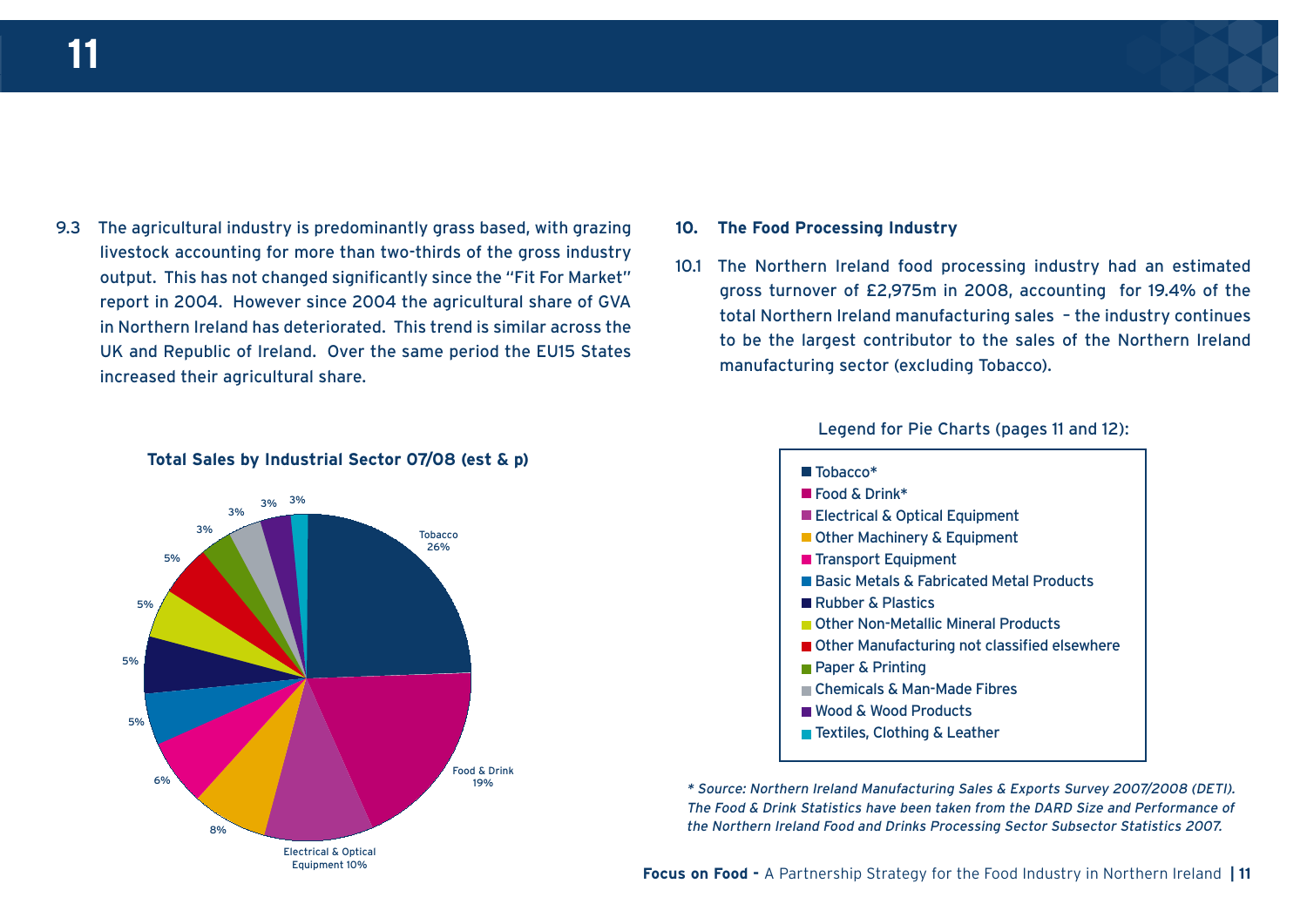9.3 The agricultural industry is predominantly grass based, with grazing livestock accounting for more than two-thirds of the gross industry output. This has not changed significantly since the "Fit For Market" report in 2004. However since 2004 the agricultural share of GVA in Northern Ireland has deteriorated. This trend is similar across the UK and Republic of Ireland. Over the same period the EU15 States increased their agricultural share.

**Total Sales by Industrial Sector 07/08 (est & p)**

Tobacco 26%

Food & Drink 19%

Electrical & Optical Equipment 10%

8%

6%

5%

5%

5%

5%

3%

3%

3%

3%

## 10. The Food Processing Industry

10.1 The Northern Ireland food processing industry had an estimated gross turnover of £2,975m in 2008, accounting for 19.4% of the total Northern Ireland manufacturing sales – the industry continues to be the largest contributor to the sales of the Northern Ireland manufacturing sector (excluding Tobacco).

Legend for Pie Charts (pages 11 and 12):

- Tobacco*
- Food & Drink*
- Electrical & Optical Equipment
- Other Machinery & Equipment
- Transport Equipment
- Basic Metals & Fabricated Metal Products
- Rubber & Plastics
- Other Non-Metallic Mineral Products
- Other Manufacturing not classified elsewhere
- Paper & Printing
- Chemicals & Man-Made Fibres
- Wood & Wood Products
- Textiles, Clothing & Leather

*\* Source: Northern Ireland Manufacturing Sales & Exports Survey 2007/2008 (DETI). The Food & Drink Statistics have been taken from the DARD Size and Performance of the Northern Ireland Food and Drinks Processing Sector Subsector Statistics 2007.*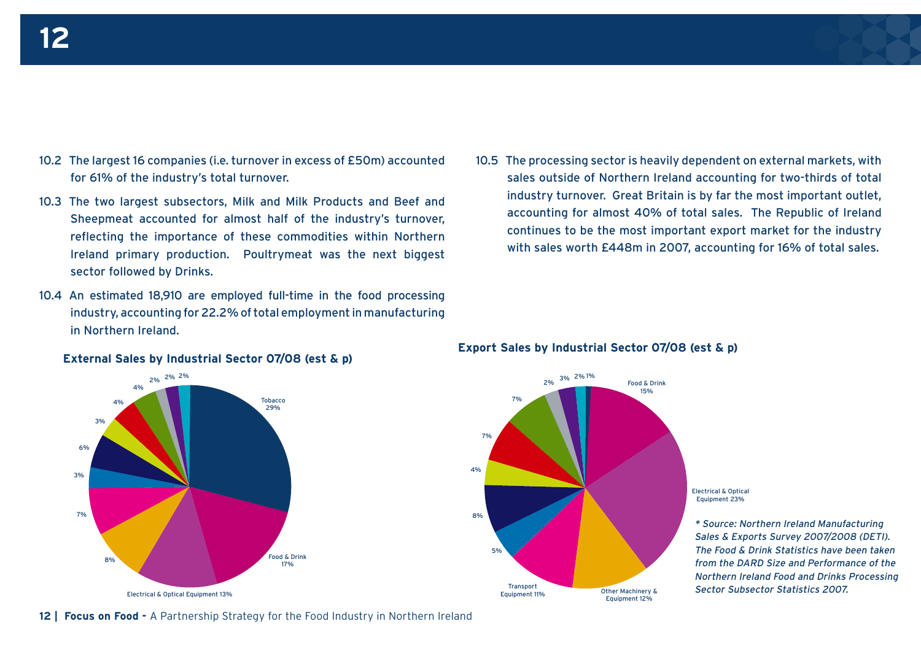10.2 The largest 16 companies (i.e. turnover in excess of £50m) accounted for 61% of the industry's total turnover.

10.3 The two largest subsectors, Milk and Milk Products and Beef and Sheepmeat accounted for almost half of the industry's turnover, reflecting the importance of these commodities within Northern Ireland primary production. Poultrymeat was the next biggest sector followed by Drinks.

10.4 An estimated 18,910 are employed full-time in the food processing industry, accounting for 22.2% of total employment in manufacturing in Northern Ireland.

10.5 The processing sector is heavily dependent on external markets, with sales outside of Northern Ireland accounting for two-thirds of total industry turnover. Great Britain is by far the most important outlet, accounting for almost 40% of total sales. The Republic of Ireland continues to be the most important export market for the industry with sales worth £448m in 2007, accounting for 16% of total sales.

**External Sales by Industrial Sector 07/08 (est & p)**

Tobacco 29%, Food & Drink 17%, Electrical & Optical Equipment 13%, 8%, 7%, 3%, 6%, 3%, 4%, 4%, 2%, 2%, 2%

**Export Sales by Industrial Sector 07/08 (est & p)**

Food & Drink 15%, Electrical & Optical Equipment 23%, Other Machinery & Equipment 12%, Transport Equipment 11%, 5%, 8%, 4%, 7%, 7%, 2%, 3%, 2%, 1%

*\* Source: Northern Ireland Manufacturing Sales & Exports Survey 2007/2008 (DETI). The Food & Drink Statistics have been taken from the DARD Size and Performance of the Northern Ireland Food and Drinks Processing Sector Subsector Statistics 2007.*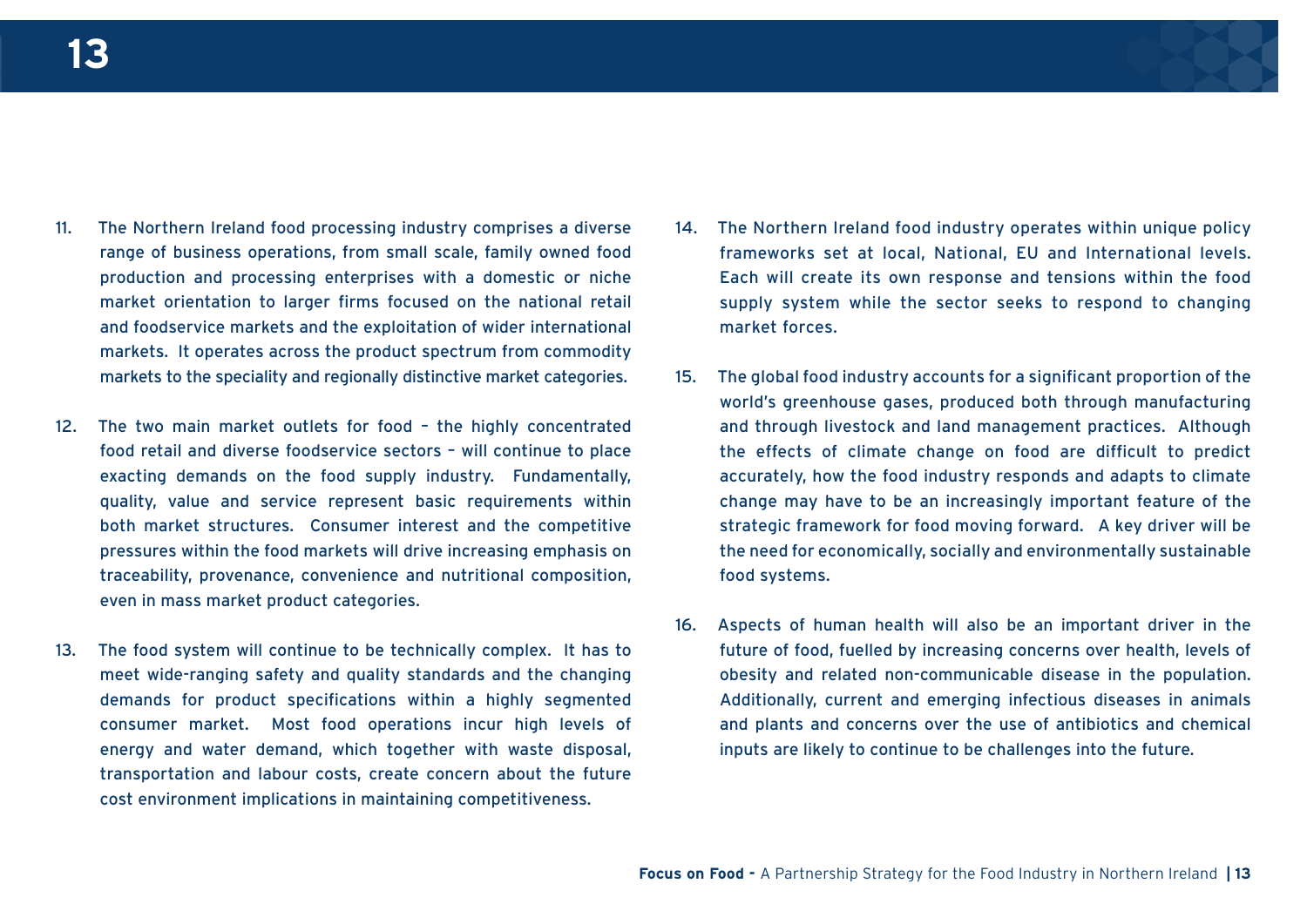11. The Northern Ireland food processing industry comprises a diverse range of business operations, from small scale, family owned food production and processing enterprises with a domestic or niche market orientation to larger firms focused on the national retail and foodservice markets and the exploitation of wider international markets. It operates across the product spectrum from commodity markets to the speciality and regionally distinctive market categories.

12. The two main market outlets for food – the highly concentrated food retail and diverse foodservice sectors – will continue to place exacting demands on the food supply industry. Fundamentally, quality, value and service represent basic requirements within both market structures. Consumer interest and the competitive pressures within the food markets will drive increasing emphasis on traceability, provenance, convenience and nutritional composition, even in mass market product categories.

13. The food system will continue to be technically complex. It has to meet wide-ranging safety and quality standards and the changing demands for product specifications within a highly segmented consumer market. Most food operations incur high levels of energy and water demand, which together with waste disposal, transportation and labour costs, create concern about the future cost environment implications in maintaining competitiveness.

14. The Northern Ireland food industry operates within unique policy frameworks set at local, National, EU and International levels. Each will create its own response and tensions within the food supply system while the sector seeks to respond to changing market forces.

15. The global food industry accounts for a significant proportion of the world's greenhouse gases, produced both through manufacturing and through livestock and land management practices. Although the effects of climate change on food are difficult to predict accurately, how the food industry responds and adapts to climate change may have to be an increasingly important feature of the strategic framework for food moving forward. A key driver will be the need for economically, socially and environmentally sustainable food systems.

16. Aspects of human health will also be an important driver in the future of food, fuelled by increasing concerns over health, levels of obesity and related non-communicable disease in the population. Additionally, current and emerging infectious diseases in animals and plants and concerns over the use of antibiotics and chemical inputs are likely to continue to be challenges into the future.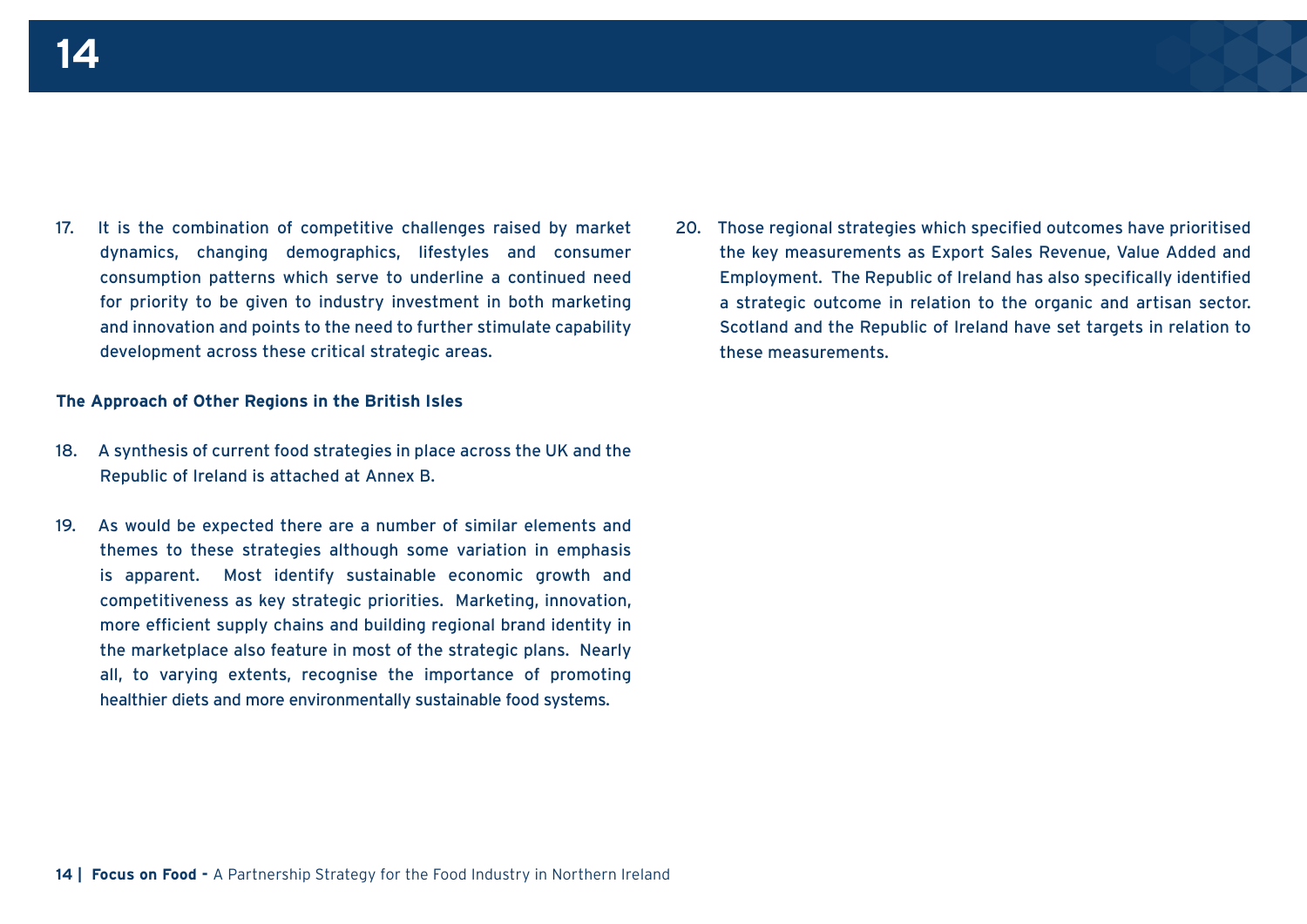17. It is the combination of competitive challenges raised by market dynamics, changing demographics, lifestyles and consumer consumption patterns which serve to underline a continued need for priority to be given to industry investment in both marketing and innovation and points to the need to further stimulate capability development across these critical strategic areas.

**The Approach of Other Regions in the British Isles**

18. A synthesis of current food strategies in place across the UK and the Republic of Ireland is attached at Annex B.

19. As would be expected there are a number of similar elements and themes to these strategies although some variation in emphasis is apparent. Most identify sustainable economic growth and competitiveness as key strategic priorities. Marketing, innovation, more efficient supply chains and building regional brand identity in the marketplace also feature in most of the strategic plans. Nearly all, to varying extents, recognise the importance of promoting healthier diets and more environmentally sustainable food systems.

20. Those regional strategies which specified outcomes have prioritised the key measurements as Export Sales Revenue, Value Added and Employment. The Republic of Ireland has also specifically identified a strategic outcome in relation to the organic and artisan sector. Scotland and the Republic of Ireland have set targets in relation to these measurements.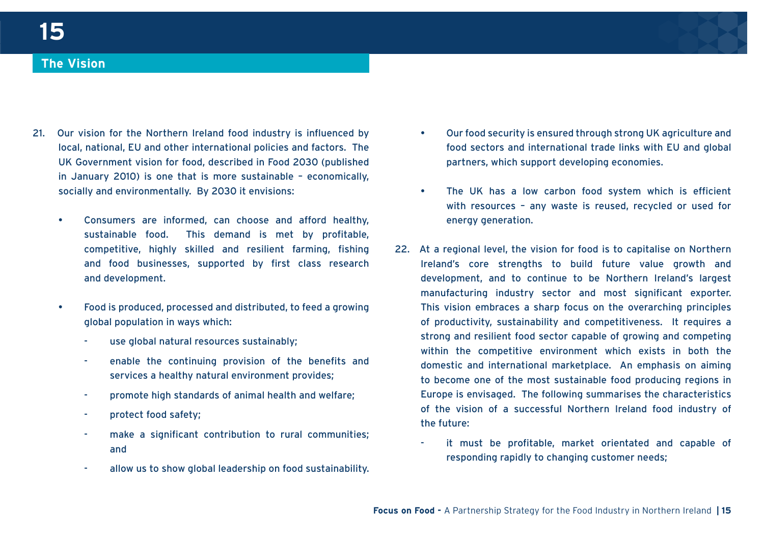## The Vision

21. Our vision for the Northern Ireland food industry is influenced by local, national, EU and other international policies and factors. The UK Government vision for food, described in Food 2030 (published in January 2010) is one that is more sustainable – economically, socially and environmentally. By 2030 it envisions:

    - Consumers are informed, can choose and afford healthy, sustainable food. This demand is met by profitable, competitive, highly skilled and resilient farming, fishing and food businesses, supported by first class research and development.

    - Food is produced, processed and distributed, to feed a growing global population in ways which:
        - use global natural resources sustainably;
        - enable the continuing provision of the benefits and services a healthy natural environment provides;
        - promote high standards of animal health and welfare;
        - protect food safety;
        - make a significant contribution to rural communities; and
        - allow us to show global leadership on food sustainability.

    - Our food security is ensured through strong UK agriculture and food sectors and international trade links with EU and global partners, which support developing economies.

    - The UK has a low carbon food system which is efficient with resources – any waste is reused, recycled or used for energy generation.

22. At a regional level, the vision for food is to capitalise on Northern Ireland's core strengths to build future value growth and development, and to continue to be Northern Ireland's largest manufacturing industry sector and most significant exporter. This vision embraces a sharp focus on the overarching principles of productivity, sustainability and competitiveness. It requires a strong and resilient food sector capable of growing and competing within the competitive environment which exists in both the domestic and international marketplace. An emphasis on aiming to become one of the most sustainable food producing regions in Europe is envisaged. The following summarises the characteristics of the vision of a successful Northern Ireland food industry of the future:

    - it must be profitable, market orientated and capable of responding rapidly to changing customer needs;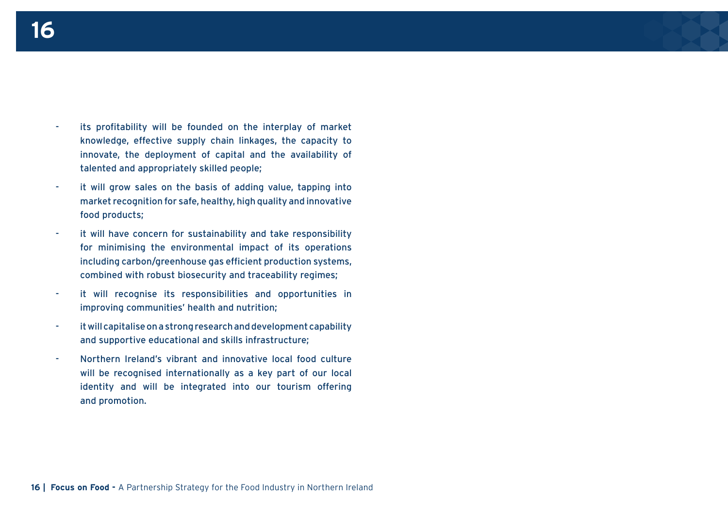- its profitability will be founded on the interplay of market knowledge, effective supply chain linkages, the capacity to innovate, the deployment of capital and the availability of talented and appropriately skilled people;
- it will grow sales on the basis of adding value, tapping into market recognition for safe, healthy, high quality and innovative food products;
- it will have concern for sustainability and take responsibility for minimising the environmental impact of its operations including carbon/greenhouse gas efficient production systems, combined with robust biosecurity and traceability regimes;
- it will recognise its responsibilities and opportunities in improving communities' health and nutrition;
- it will capitalise on a strong research and development capability and supportive educational and skills infrastructure;
- Northern Ireland's vibrant and innovative local food culture will be recognised internationally as a key part of our local identity and will be integrated into our tourism offering and promotion.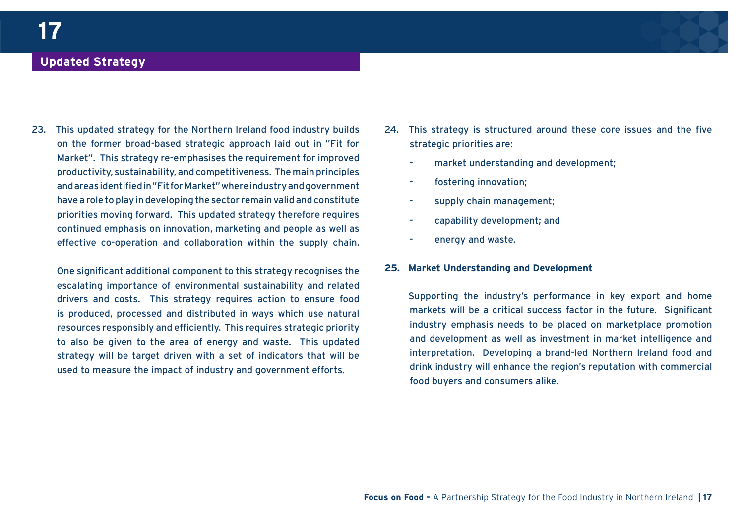## Updated Strategy

23. This updated strategy for the Northern Ireland food industry builds on the former broad-based strategic approach laid out in "Fit for Market". This strategy re-emphasises the requirement for improved productivity, sustainability, and competitiveness. The main principles and areas identified in "Fit for Market" where industry and government have a role to play in developing the sector remain valid and constitute priorities moving forward. This updated strategy therefore requires continued emphasis on innovation, marketing and people as well as effective co-operation and collaboration within the supply chain.

    One significant additional component to this strategy recognises the escalating importance of environmental sustainability and related drivers and costs. This strategy requires action to ensure food is produced, processed and distributed in ways which use natural resources responsibly and efficiently. This requires strategic priority to also be given to the area of energy and waste. This updated strategy will be target driven with a set of indicators that will be used to measure the impact of industry and government efforts.

24. This strategy is structured around these core issues and the five strategic priorities are:

    - market understanding and development;
    - fostering innovation;
    - supply chain management;
    - capability development; and
    - energy and waste.

25. **Market Understanding and Development**

    Supporting the industry's performance in key export and home markets will be a critical success factor in the future. Significant industry emphasis needs to be placed on marketplace promotion and development as well as investment in market intelligence and interpretation. Developing a brand-led Northern Ireland food and drink industry will enhance the region's reputation with commercial food buyers and consumers alike.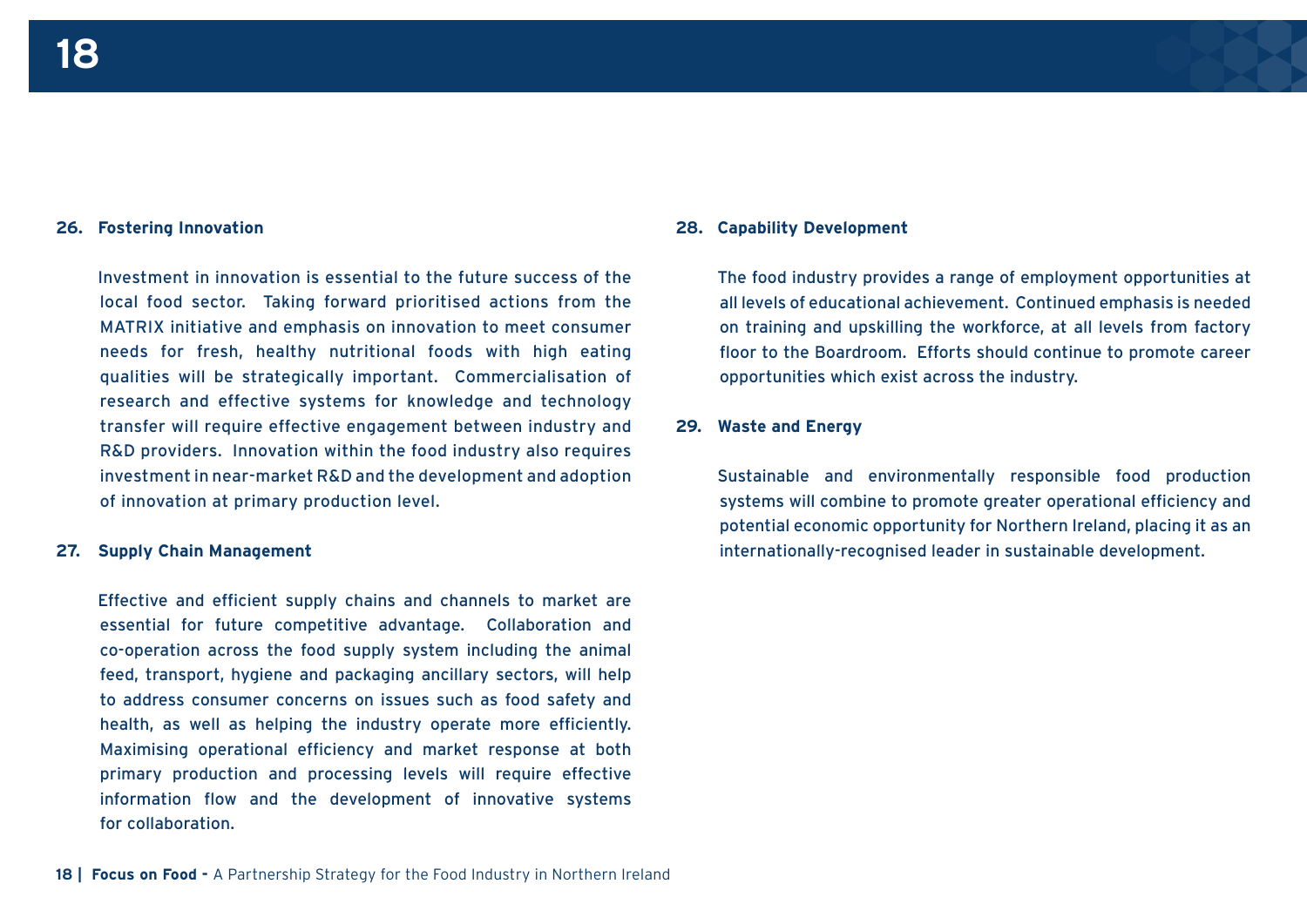### 26. Fostering Innovation

Investment in innovation is essential to the future success of the local food sector. Taking forward prioritised actions from the MATRIX initiative and emphasis on innovation to meet consumer needs for fresh, healthy nutritional foods with high eating qualities will be strategically important. Commercialisation of research and effective systems for knowledge and technology transfer will require effective engagement between industry and R&D providers. Innovation within the food industry also requires investment in near-market R&D and the development and adoption of innovation at primary production level.

### 27. Supply Chain Management

Effective and efficient supply chains and channels to market are essential for future competitive advantage. Collaboration and co-operation across the food supply system including the animal feed, transport, hygiene and packaging ancillary sectors, will help to address consumer concerns on issues such as food safety and health, as well as helping the industry operate more efficiently. Maximising operational efficiency and market response at both primary production and processing levels will require effective information flow and the development of innovative systems for collaboration.

### 28. Capability Development

The food industry provides a range of employment opportunities at all levels of educational achievement. Continued emphasis is needed on training and upskilling the workforce, at all levels from factory floor to the Boardroom. Efforts should continue to promote career opportunities which exist across the industry.

### 29. Waste and Energy

Sustainable and environmentally responsible food production systems will combine to promote greater operational efficiency and potential economic opportunity for Northern Ireland, placing it as an internationally-recognised leader in sustainable development.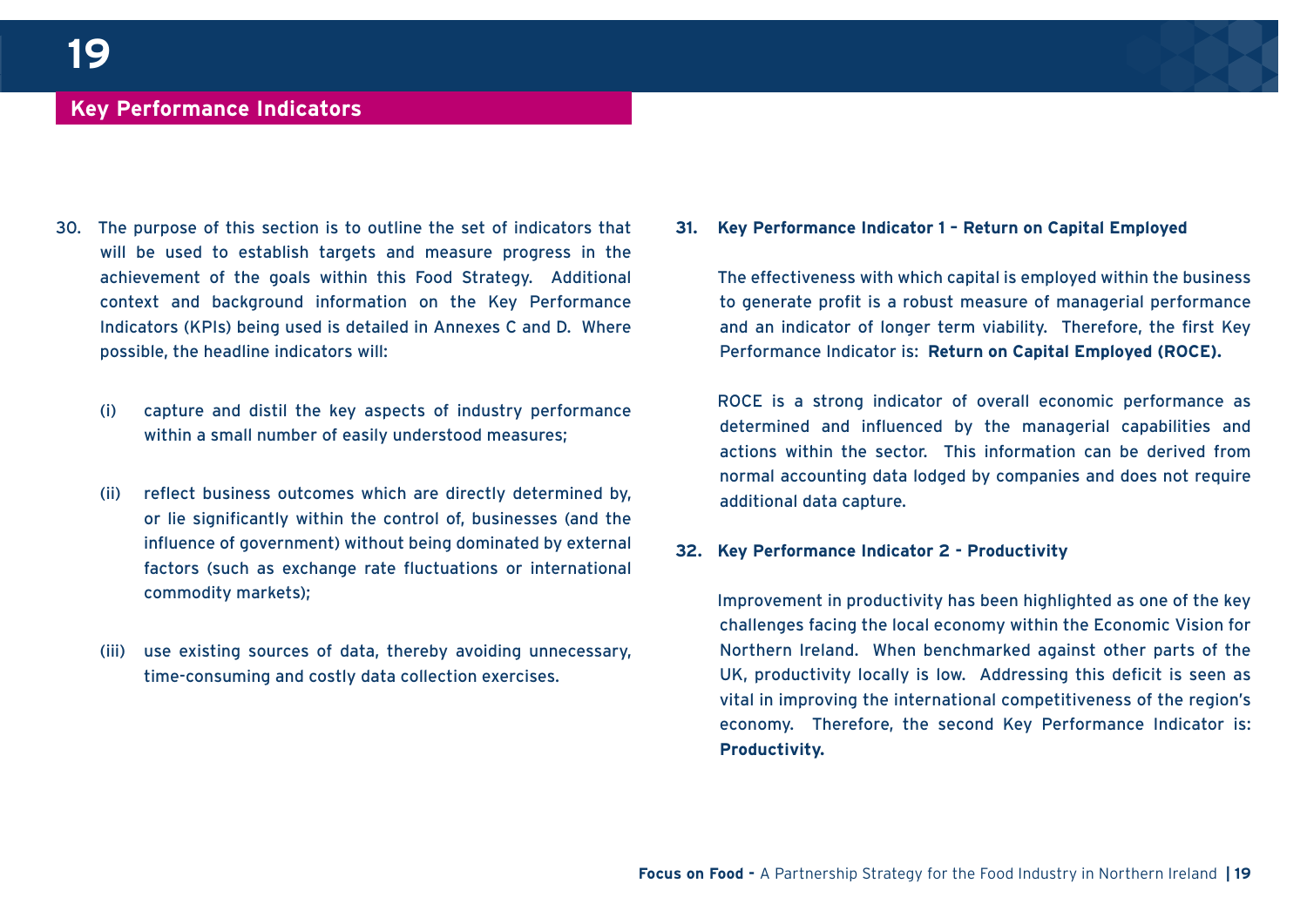## Key Performance Indicators

30. The purpose of this section is to outline the set of indicators that will be used to establish targets and measure progress in the achievement of the goals within this Food Strategy. Additional context and background information on the Key Performance Indicators (KPIs) being used is detailed in Annexes C and D. Where possible, the headline indicators will:

    (i) capture and distil the key aspects of industry performance within a small number of easily understood measures;

    (ii) reflect business outcomes which are directly determined by, or lie significantly within the control of, businesses (and the influence of government) without being dominated by external factors (such as exchange rate fluctuations or international commodity markets);

    (iii) use existing sources of data, thereby avoiding unnecessary, time-consuming and costly data collection exercises.

**31. Key Performance Indicator 1 – Return on Capital Employed**

The effectiveness with which capital is employed within the business to generate profit is a robust measure of managerial performance and an indicator of longer term viability. Therefore, the first Key Performance Indicator is: **Return on Capital Employed (ROCE).**

ROCE is a strong indicator of overall economic performance as determined and influenced by the managerial capabilities and actions within the sector. This information can be derived from normal accounting data lodged by companies and does not require additional data capture.

**32. Key Performance Indicator 2 - Productivity**

Improvement in productivity has been highlighted as one of the key challenges facing the local economy within the Economic Vision for Northern Ireland. When benchmarked against other parts of the UK, productivity locally is low. Addressing this deficit is seen as vital in improving the international competitiveness of the region's economy. Therefore, the second Key Performance Indicator is: **Productivity.**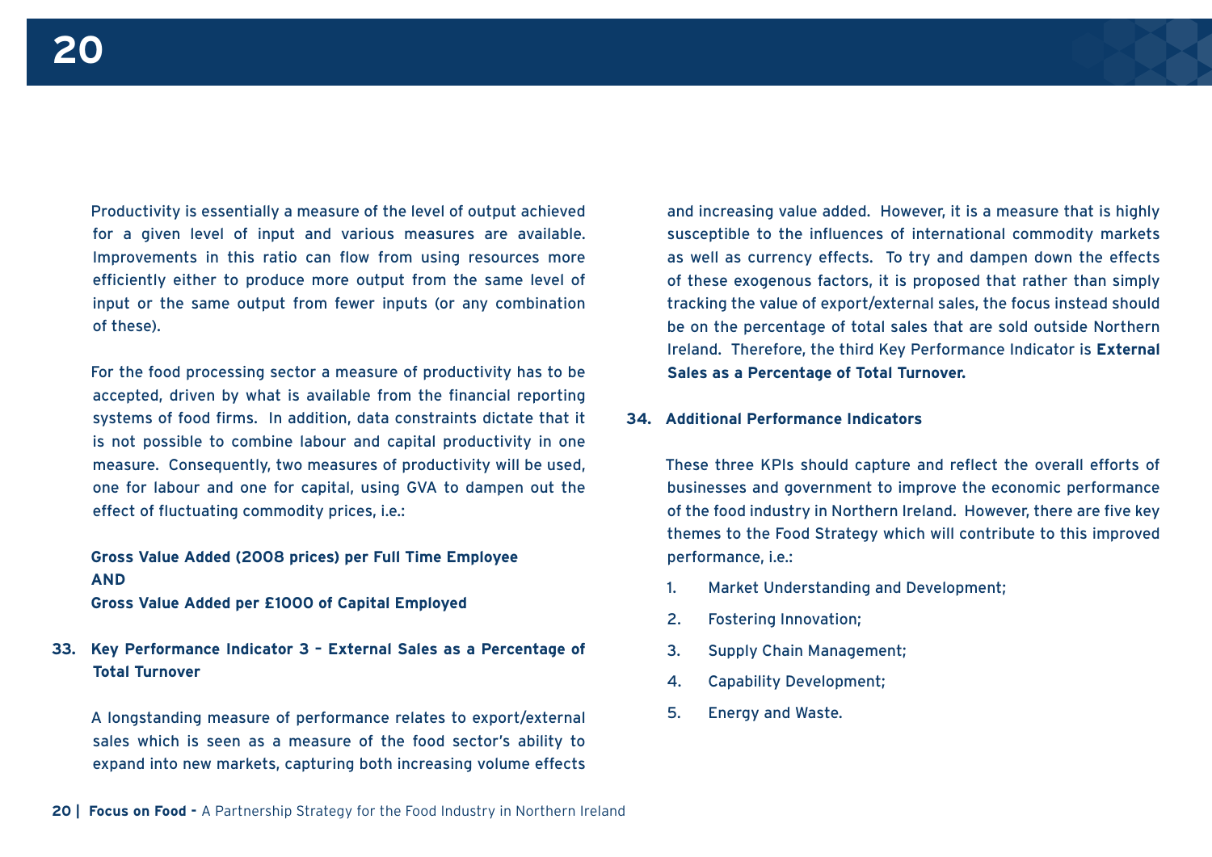Productivity is essentially a measure of the level of output achieved for a given level of input and various measures are available. Improvements in this ratio can flow from using resources more efficiently either to produce more output from the same level of input or the same output from fewer inputs (or any combination of these).

For the food processing sector a measure of productivity has to be accepted, driven by what is available from the financial reporting systems of food firms. In addition, data constraints dictate that it is not possible to combine labour and capital productivity in one measure. Consequently, two measures of productivity will be used, one for labour and one for capital, using GVA to dampen out the effect of fluctuating commodity prices, i.e.:

**Gross Value Added (2008 prices) per Full Time Employee**
**AND**
**Gross Value Added per £1000 of Capital Employed**

### 33. Key Performance Indicator 3 – External Sales as a Percentage of Total Turnover

A longstanding measure of performance relates to export/external sales which is seen as a measure of the food sector's ability to expand into new markets, capturing both increasing volume effects and increasing value added. However, it is a measure that is highly susceptible to the influences of international commodity markets as well as currency effects. To try and dampen down the effects of these exogenous factors, it is proposed that rather than simply tracking the value of export/external sales, the focus instead should be on the percentage of total sales that are sold outside Northern Ireland. Therefore, the third Key Performance Indicator is **External Sales as a Percentage of Total Turnover.**

### 34. Additional Performance Indicators

These three KPIs should capture and reflect the overall efforts of businesses and government to improve the economic performance of the food industry in Northern Ireland. However, there are five key themes to the Food Strategy which will contribute to this improved performance, i.e.:

1. Market Understanding and Development;
2. Fostering Innovation;
3. Supply Chain Management;
4. Capability Development;
5. Energy and Waste.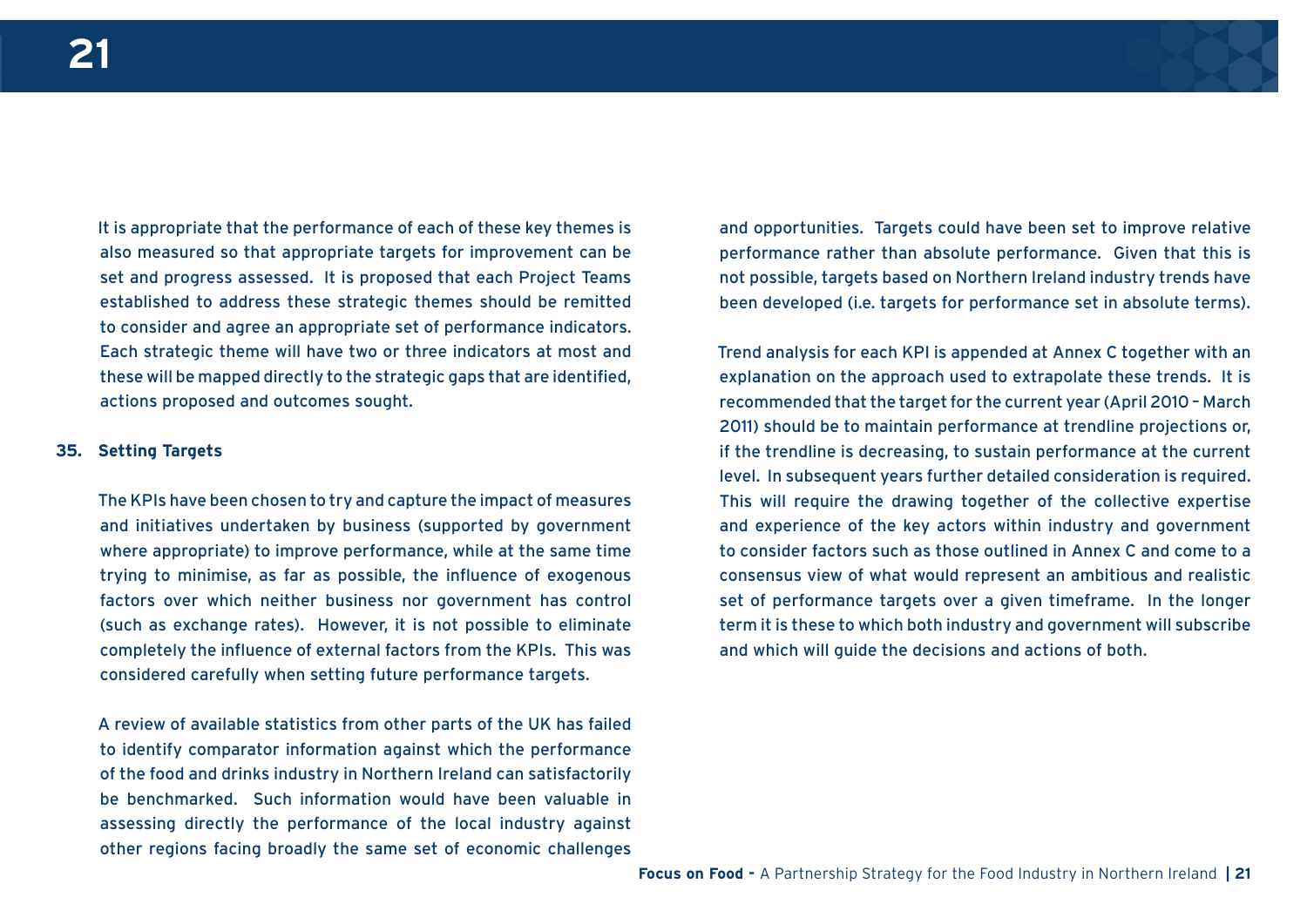It is appropriate that the performance of each of these key themes is also measured so that appropriate targets for improvement can be set and progress assessed. It is proposed that each Project Teams established to address these strategic themes should be remitted to consider and agree an appropriate set of performance indicators. Each strategic theme will have two or three indicators at most and these will be mapped directly to the strategic gaps that are identified, actions proposed and outcomes sought.

**35. Setting Targets**

The KPIs have been chosen to try and capture the impact of measures and initiatives undertaken by business (supported by government where appropriate) to improve performance, while at the same time trying to minimise, as far as possible, the influence of exogenous factors over which neither business nor government has control (such as exchange rates). However, it is not possible to eliminate completely the influence of external factors from the KPIs. This was considered carefully when setting future performance targets.

A review of available statistics from other parts of the UK has failed to identify comparator information against which the performance of the food and drinks industry in Northern Ireland can satisfactorily be benchmarked. Such information would have been valuable in assessing directly the performance of the local industry against other regions facing broadly the same set of economic challenges and opportunities. Targets could have been set to improve relative performance rather than absolute performance. Given that this is not possible, targets based on Northern Ireland industry trends have been developed (i.e. targets for performance set in absolute terms).

Trend analysis for each KPI is appended at Annex C together with an explanation on the approach used to extrapolate these trends. It is recommended that the target for the current year (April 2010 – March 2011) should be to maintain performance at trendline projections or, if the trendline is decreasing, to sustain performance at the current level. In subsequent years further detailed consideration is required. This will require the drawing together of the collective expertise and experience of the key actors within industry and government to consider factors such as those outlined in Annex C and come to a consensus view of what would represent an ambitious and realistic set of performance targets over a given timeframe. In the longer term it is these to which both industry and government will subscribe and which will guide the decisions and actions of both.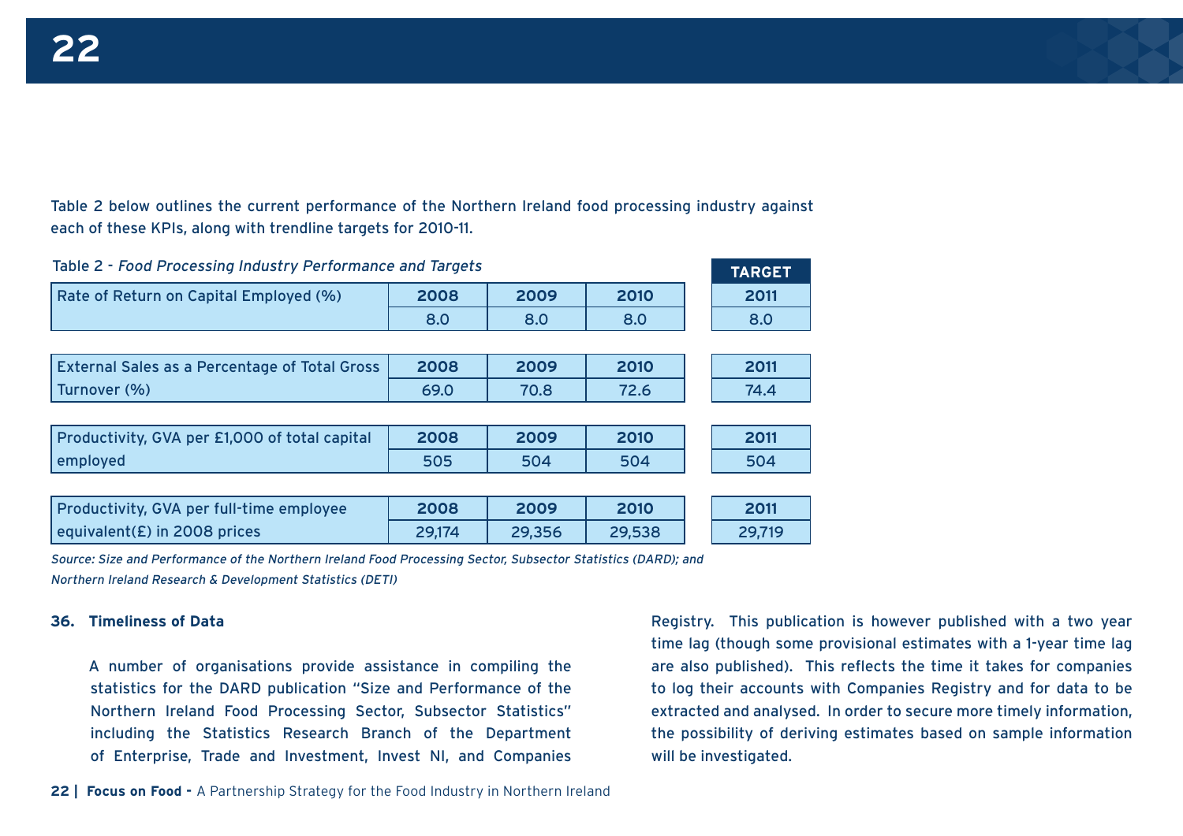Table 2 below outlines the current performance of the Northern Ireland food processing industry against each of these KPIs, along with trendline targets for 2010-11.

Table 2 - *Food Processing Industry Performance and Targets*

| | 2008 | 2009 | 2010 | TARGET 2011 |
|---|---|---|---|---|
| Rate of Return on Capital Employed (%) | 8.0 | 8.0 | 8.0 | 8.0 |
| External Sales as a Percentage of Total Gross Turnover (%) | 69.0 | 70.8 | 72.6 | 74.4 |
| Productivity, GVA per £1,000 of total capital employed | 505 | 504 | 504 | 504 |
| Productivity, GVA per full-time employee equivalent(£) in 2008 prices | 29,174 | 29,356 | 29,538 | 29,719 |

*Source: Size and Performance of the Northern Ireland Food Processing Sector, Subsector Statistics (DARD); and Northern Ireland Research & Development Statistics (DETI)*

**36. Timeliness of Data**

A number of organisations provide assistance in compiling the statistics for the DARD publication "Size and Performance of the Northern Ireland Food Processing Sector, Subsector Statistics" including the Statistics Research Branch of the Department of Enterprise, Trade and Investment, Invest NI, and Companies Registry. This publication is however published with a two year time lag (though some provisional estimates with a 1-year time lag are also published). This reflects the time it takes for companies to log their accounts with Companies Registry and for data to be extracted and analysed. In order to secure more timely information, the possibility of deriving estimates based on sample information will be investigated.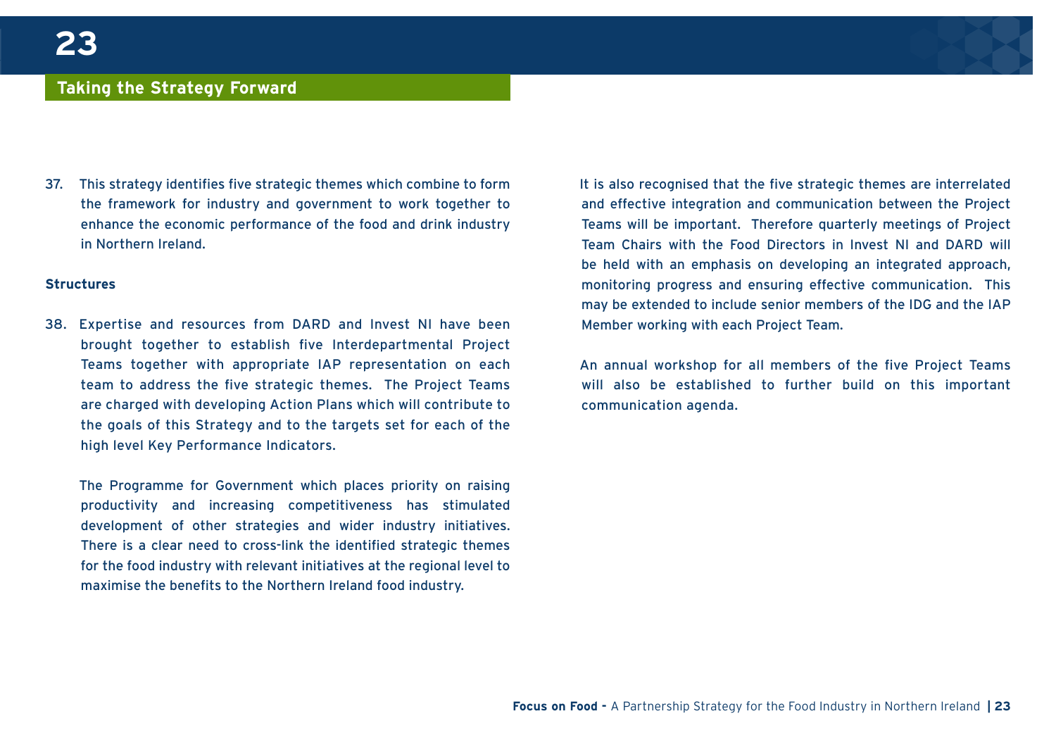## Taking the Strategy Forward

37. This strategy identifies five strategic themes which combine to form the framework for industry and government to work together to enhance the economic performance of the food and drink industry in Northern Ireland.

**Structures**

38. Expertise and resources from DARD and Invest NI have been brought together to establish five Interdepartmental Project Teams together with appropriate IAP representation on each team to address the five strategic themes. The Project Teams are charged with developing Action Plans which will contribute to the goals of this Strategy and to the targets set for each of the high level Key Performance Indicators.

    The Programme for Government which places priority on raising productivity and increasing competitiveness has stimulated development of other strategies and wider industry initiatives. There is a clear need to cross-link the identified strategic themes for the food industry with relevant initiatives at the regional level to maximise the benefits to the Northern Ireland food industry.

    It is also recognised that the five strategic themes are interrelated and effective integration and communication between the Project Teams will be important. Therefore quarterly meetings of Project Team Chairs with the Food Directors in Invest NI and DARD will be held with an emphasis on developing an integrated approach, monitoring progress and ensuring effective communication. This may be extended to include senior members of the IDG and the IAP Member working with each Project Team.

    An annual workshop for all members of the five Project Teams will also be established to further build on this important communication agenda.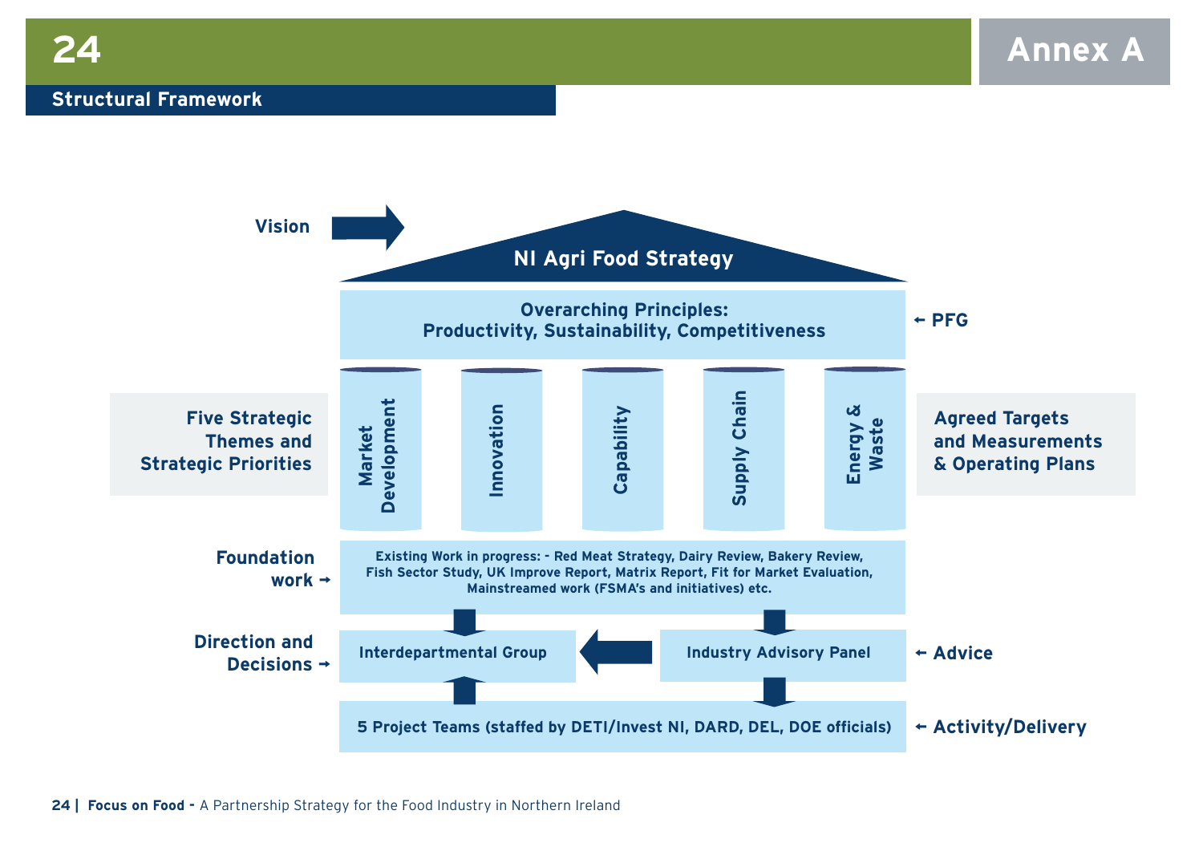# Annex A

## Structural Framework

**Vision** → **NI Agri Food Strategy**

**Overarching Principles:**
**Productivity, Sustainability, Competitiveness** ← **PFG**

**Five Strategic Themes and Strategic Priorities**

- Market Development
- Innovation
- Capability
- Supply Chain
- Energy & Waste

**Agreed Targets and Measurements & Operating Plans**

**Foundation work** → Existing Work in progress: - Red Meat Strategy, Dairy Review, Bakery Review, Fish Sector Study, UK Improve Report, Matrix Report, Fit for Market Evaluation, Mainstreamed work (FSMA's and initiatives) etc.

**Direction and Decisions** → Interdepartmental Group ← Industry Advisory Panel ← **Advice**

5 Project Teams (staffed by DETI/Invest NI, DARD, DEL, DOE officials) ← **Activity/Delivery**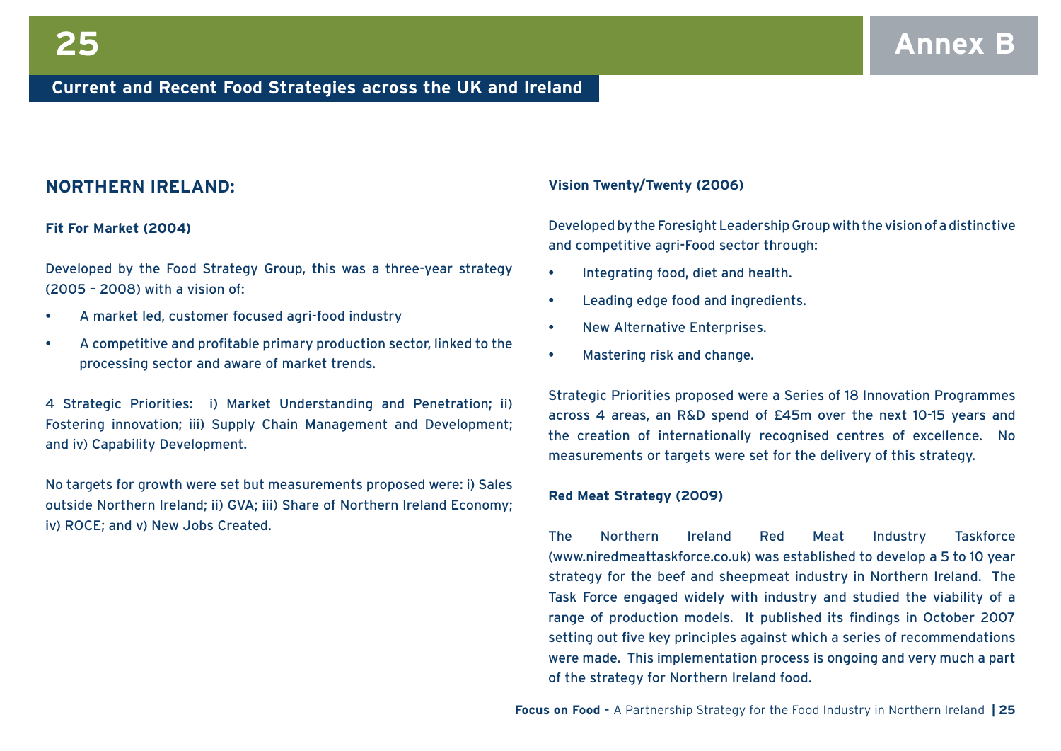# Annex B

## Current and Recent Food Strategies across the UK and Ireland

## NORTHERN IRELAND:

**Fit For Market (2004)**

Developed by the Food Strategy Group, this was a three-year strategy (2005 – 2008) with a vision of:

- A market led, customer focused agri-food industry
- A competitive and profitable primary production sector, linked to the processing sector and aware of market trends.

4 Strategic Priorities: i) Market Understanding and Penetration; ii) Fostering innovation; iii) Supply Chain Management and Development; and iv) Capability Development.

No targets for growth were set but measurements proposed were: i) Sales outside Northern Ireland; ii) GVA; iii) Share of Northern Ireland Economy; iv) ROCE; and v) New Jobs Created.

**Vision Twenty/Twenty (2006)**

Developed by the Foresight Leadership Group with the vision of a distinctive and competitive agri-Food sector through:

- Integrating food, diet and health.
- Leading edge food and ingredients.
- New Alternative Enterprises.
- Mastering risk and change.

Strategic Priorities proposed were a Series of 18 Innovation Programmes across 4 areas, an R&D spend of £45m over the next 10-15 years and the creation of internationally recognised centres of excellence. No measurements or targets were set for the delivery of this strategy.

**Red Meat Strategy (2009)**

The Northern Ireland Red Meat Industry Taskforce (www.niredmeattaskforce.co.uk) was established to develop a 5 to 10 year strategy for the beef and sheepmeat industry in Northern Ireland. The Task Force engaged widely with industry and studied the viability of a range of production models. It published its findings in October 2007 setting out five key principles against which a series of recommendations were made. This implementation process is ongoing and very much a part of the strategy for Northern Ireland food.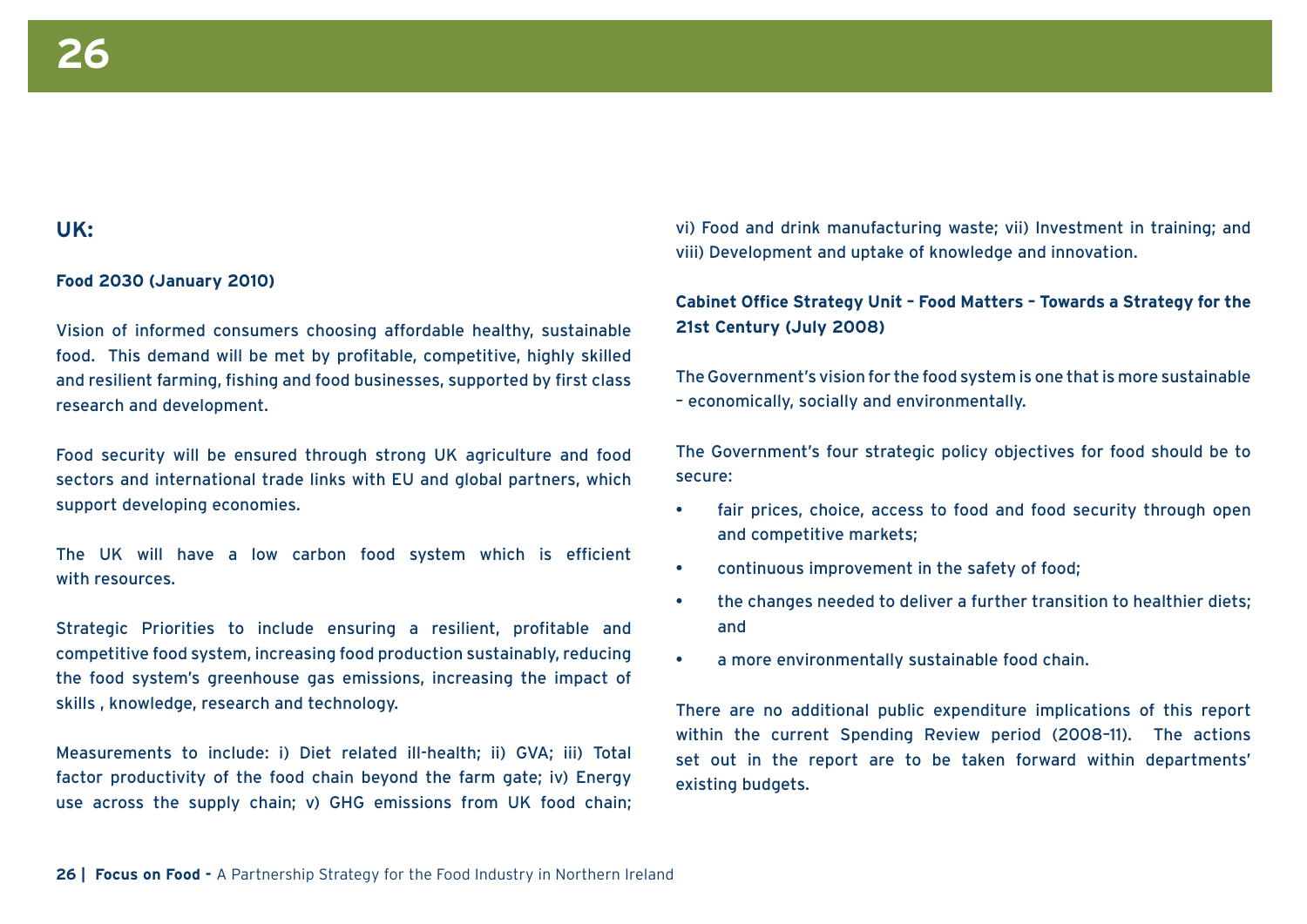## UK:

**Food 2030 (January 2010)**

Vision of informed consumers choosing affordable healthy, sustainable food. This demand will be met by profitable, competitive, highly skilled and resilient farming, fishing and food businesses, supported by first class research and development.

Food security will be ensured through strong UK agriculture and food sectors and international trade links with EU and global partners, which support developing economies.

The UK will have a low carbon food system which is efficient with resources.

Strategic Priorities to include ensuring a resilient, profitable and competitive food system, increasing food production sustainably, reducing the food system's greenhouse gas emissions, increasing the impact of skills , knowledge, research and technology.

Measurements to include: i) Diet related ill-health; ii) GVA; iii) Total factor productivity of the food chain beyond the farm gate; iv) Energy use across the supply chain; v) GHG emissions from UK food chain; vi) Food and drink manufacturing waste; vii) Investment in training; and viii) Development and uptake of knowledge and innovation.

**Cabinet Office Strategy Unit – Food Matters – Towards a Strategy for the 21st Century (July 2008)**

The Government's vision for the food system is one that is more sustainable – economically, socially and environmentally.

The Government's four strategic policy objectives for food should be to secure:

- fair prices, choice, access to food and food security through open and competitive markets;
- continuous improvement in the safety of food;
- the changes needed to deliver a further transition to healthier diets; and
- a more environmentally sustainable food chain.

There are no additional public expenditure implications of this report within the current Spending Review period (2008–11). The actions set out in the report are to be taken forward within departments' existing budgets.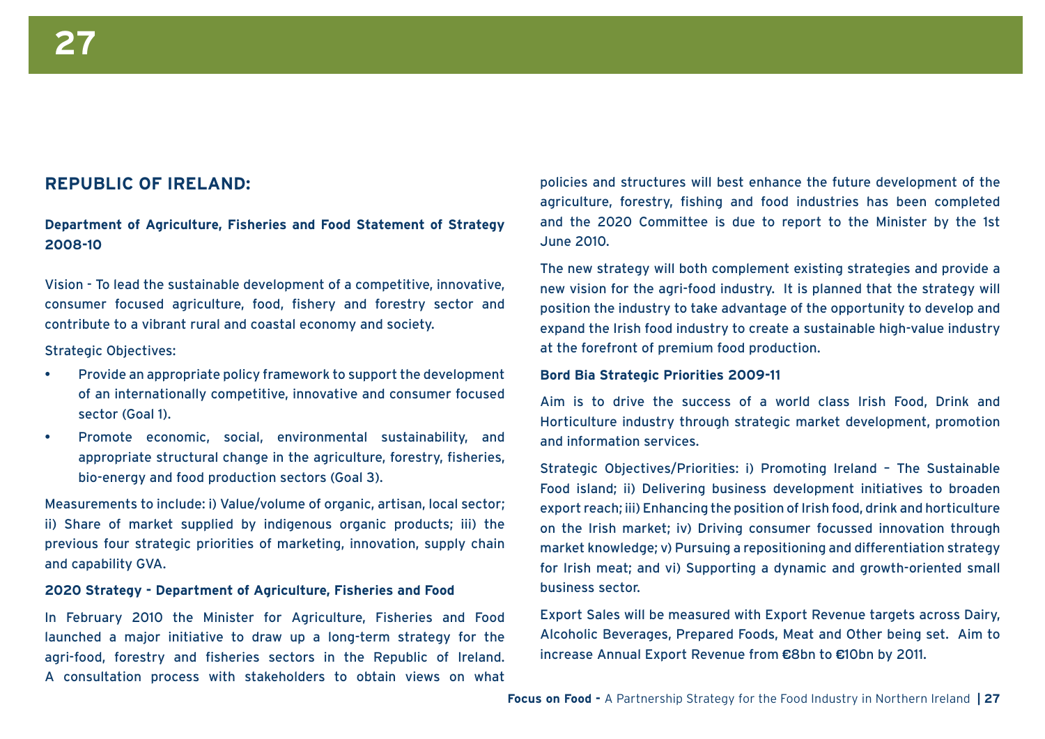## REPUBLIC OF IRELAND:

### Department of Agriculture, Fisheries and Food Statement of Strategy 2008-10

Vision - To lead the sustainable development of a competitive, innovative, consumer focused agriculture, food, fishery and forestry sector and contribute to a vibrant rural and coastal economy and society.

Strategic Objectives:

- Provide an appropriate policy framework to support the development of an internationally competitive, innovative and consumer focused sector (Goal 1).
- Promote economic, social, environmental sustainability, and appropriate structural change in the agriculture, forestry, fisheries, bio-energy and food production sectors (Goal 3).

Measurements to include: i) Value/volume of organic, artisan, local sector; ii) Share of market supplied by indigenous organic products; iii) the previous four strategic priorities of marketing, innovation, supply chain and capability GVA.

### 2020 Strategy - Department of Agriculture, Fisheries and Food

In February 2010 the Minister for Agriculture, Fisheries and Food launched a major initiative to draw up a long-term strategy for the agri-food, forestry and fisheries sectors in the Republic of Ireland. A consultation process with stakeholders to obtain views on what policies and structures will best enhance the future development of the agriculture, forestry, fishing and food industries has been completed and the 2020 Committee is due to report to the Minister by the 1st June 2010.

The new strategy will both complement existing strategies and provide a new vision for the agri-food industry. It is planned that the strategy will position the industry to take advantage of the opportunity to develop and expand the Irish food industry to create a sustainable high-value industry at the forefront of premium food production.

### Bord Bia Strategic Priorities 2009-11

Aim is to drive the success of a world class Irish Food, Drink and Horticulture industry through strategic market development, promotion and information services.

Strategic Objectives/Priorities: i) Promoting Ireland – The Sustainable Food island; ii) Delivering business development initiatives to broaden export reach; iii) Enhancing the position of Irish food, drink and horticulture on the Irish market; iv) Driving consumer focussed innovation through market knowledge; v) Pursuing a repositioning and differentiation strategy for Irish meat; and vi) Supporting a dynamic and growth-oriented small business sector.

Export Sales will be measured with Export Revenue targets across Dairy, Alcoholic Beverages, Prepared Foods, Meat and Other being set. Aim to increase Annual Export Revenue from €8bn to €10bn by 2011.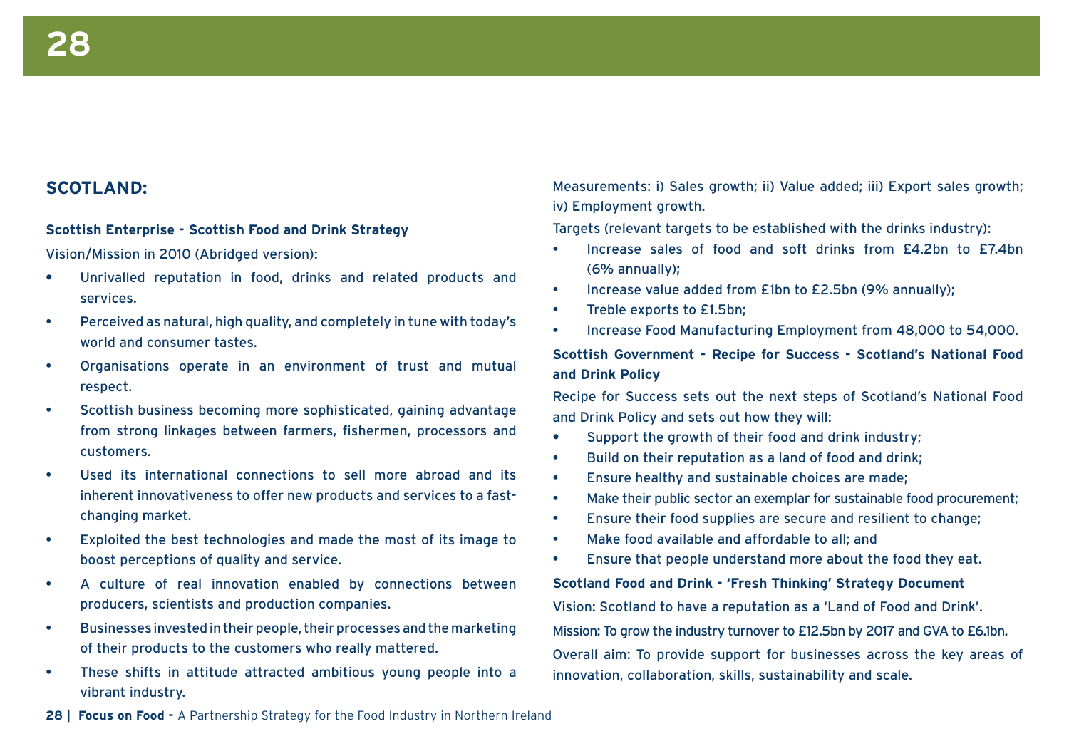## SCOTLAND:

**Scottish Enterprise - Scottish Food and Drink Strategy**

Vision/Mission in 2010 (Abridged version):

- Unrivalled reputation in food, drinks and related products and services.
- Perceived as natural, high quality, and completely in tune with today's world and consumer tastes.
- Organisations operate in an environment of trust and mutual respect.
- Scottish business becoming more sophisticated, gaining advantage from strong linkages between farmers, fishermen, processors and customers.
- Used its international connections to sell more abroad and its inherent innovativeness to offer new products and services to a fast-changing market.
- Exploited the best technologies and made the most of its image to boost perceptions of quality and service.
- A culture of real innovation enabled by connections between producers, scientists and production companies.
- Businesses invested in their people, their processes and the marketing of their products to the customers who really mattered.
- These shifts in attitude attracted ambitious young people into a vibrant industry.

Measurements: i) Sales growth; ii) Value added; iii) Export sales growth; iv) Employment growth.

Targets (relevant targets to be established with the drinks industry):

- Increase sales of food and soft drinks from £4.2bn to £7.4bn (6% annually);
- Increase value added from £1bn to £2.5bn (9% annually);
- Treble exports to £1.5bn;
- Increase Food Manufacturing Employment from 48,000 to 54,000.

**Scottish Government - Recipe for Success - Scotland's National Food and Drink Policy**

Recipe for Success sets out the next steps of Scotland's National Food and Drink Policy and sets out how they will:

- Support the growth of their food and drink industry;
- Build on their reputation as a land of food and drink;
- Ensure healthy and sustainable choices are made;
- Make their public sector an exemplar for sustainable food procurement;
- Ensure their food supplies are secure and resilient to change;
- Make food available and affordable to all; and
- Ensure that people understand more about the food they eat.

**Scotland Food and Drink - 'Fresh Thinking' Strategy Document**

Vision: Scotland to have a reputation as a 'Land of Food and Drink'.

Mission: To grow the industry turnover to £12.5bn by 2017 and GVA to £6.1bn.

Overall aim: To provide support for businesses across the key areas of innovation, collaboration, skills, sustainability and scale.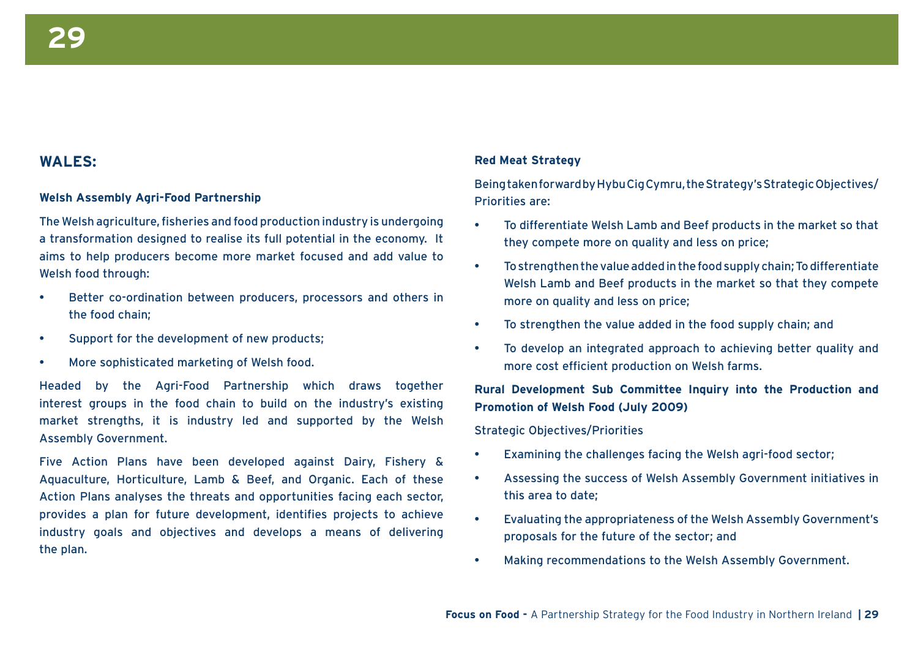## WALES:

### Welsh Assembly Agri-Food Partnership

The Welsh agriculture, fisheries and food production industry is undergoing a transformation designed to realise its full potential in the economy. It aims to help producers become more market focused and add value to Welsh food through:

- Better co-ordination between producers, processors and others in the food chain;
- Support for the development of new products;
- More sophisticated marketing of Welsh food.

Headed by the Agri-Food Partnership which draws together interest groups in the food chain to build on the industry's existing market strengths, it is industry led and supported by the Welsh Assembly Government.

Five Action Plans have been developed against Dairy, Fishery & Aquaculture, Horticulture, Lamb & Beef, and Organic. Each of these Action Plans analyses the threats and opportunities facing each sector, provides a plan for future development, identifies projects to achieve industry goals and objectives and develops a means of delivering the plan.

### Red Meat Strategy

Being taken forward by Hybu Cig Cymru, the Strategy's Strategic Objectives/ Priorities are:

- To differentiate Welsh Lamb and Beef products in the market so that they compete more on quality and less on price;
- To strengthen the value added in the food supply chain; To differentiate Welsh Lamb and Beef products in the market so that they compete more on quality and less on price;
- To strengthen the value added in the food supply chain; and
- To develop an integrated approach to achieving better quality and more cost efficient production on Welsh farms.

### Rural Development Sub Committee Inquiry into the Production and Promotion of Welsh Food (July 2009)

Strategic Objectives/Priorities

- Examining the challenges facing the Welsh agri-food sector;
- Assessing the success of Welsh Assembly Government initiatives in this area to date;
- Evaluating the appropriateness of the Welsh Assembly Government's proposals for the future of the sector; and
- Making recommendations to the Welsh Assembly Government.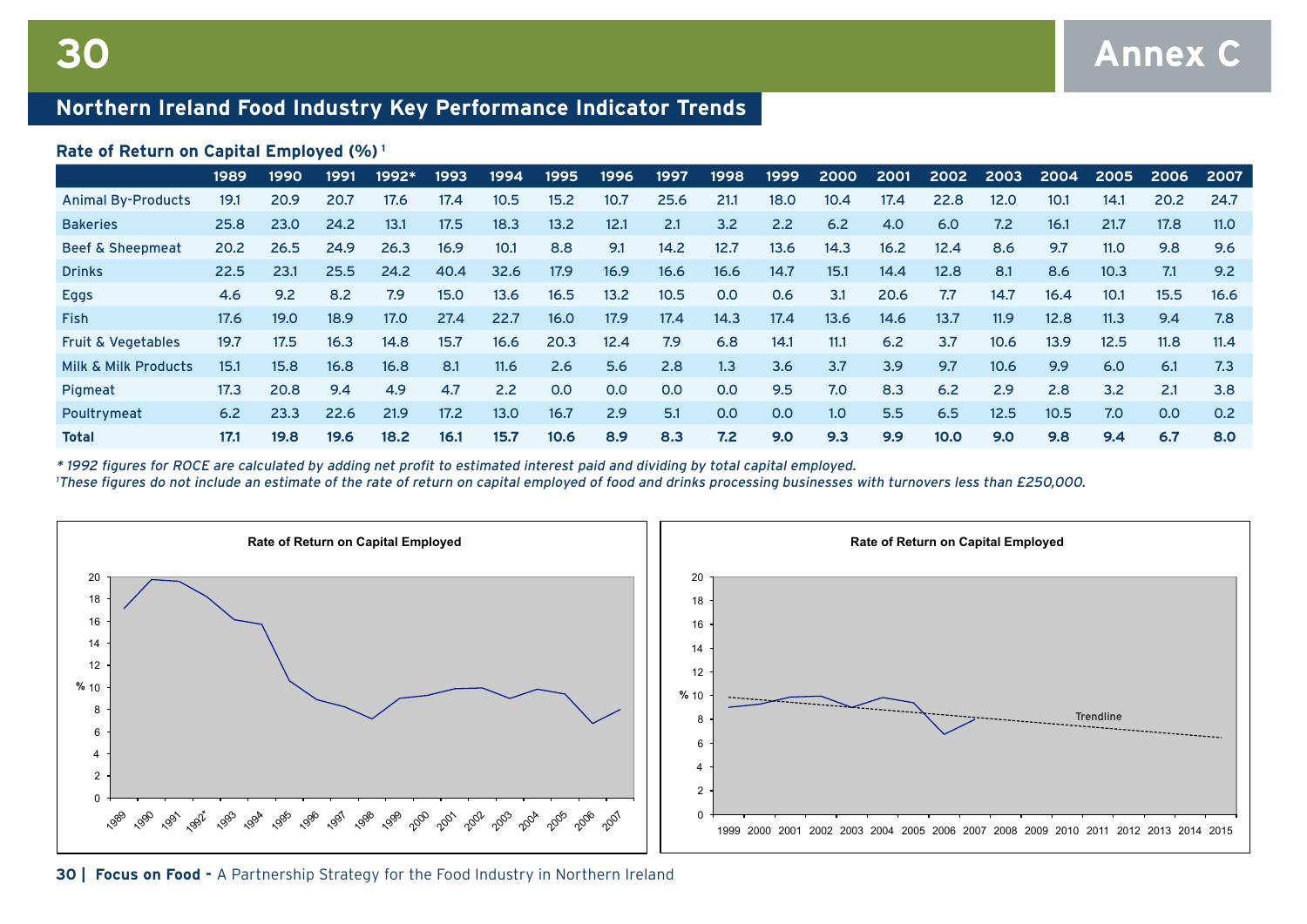# Annex C

## Northern Ireland Food Industry Key Performance Indicator Trends

### Rate of Return on Capital Employed (%)[1]

| | 1989 | 1990 | 1991 | 1992* | 1993 | 1994 | 1995 | 1996 | 1997 | 1998 | 1999 | 2000 | 2001 | 2002 | 2003 | 2004 | 2005 | 2006 | 2007 |
|---|---|---|---|---|---|---|---|---|---|---|---|---|---|---|---|---|---|---|---|
| Animal By-Products | 19.1 | 20.9 | 20.7 | 17.6 | 17.4 | 10.5 | 15.2 | 10.7 | 25.6 | 21.1 | 18.0 | 10.4 | 17.4 | 22.8 | 12.0 | 10.1 | 14.1 | 20.2 | 24.7 |
| Bakeries | 25.8 | 23.0 | 24.2 | 13.1 | 17.5 | 18.3 | 13.2 | 12.1 | 2.1 | 3.2 | 2.2 | 6.2 | 4.0 | 6.0 | 7.2 | 16.1 | 21.7 | 17.8 | 11.0 |
| Beef & Sheepmeat | 20.2 | 26.5 | 24.9 | 26.3 | 16.9 | 10.1 | 8.8 | 9.1 | 14.2 | 12.7 | 13.6 | 14.3 | 16.2 | 12.4 | 8.6 | 9.7 | 11.0 | 9.8 | 9.6 |
| Drinks | 22.5 | 23.1 | 25.5 | 24.2 | 40.4 | 32.6 | 17.9 | 16.9 | 16.6 | 16.6 | 14.7 | 15.1 | 14.4 | 12.8 | 8.1 | 8.6 | 10.3 | 7.1 | 9.2 |
| Eggs | 4.6 | 9.2 | 8.2 | 7.9 | 15.0 | 13.6 | 16.5 | 13.2 | 10.5 | 0.0 | 0.6 | 3.1 | 20.6 | 7.7 | 14.7 | 16.4 | 10.1 | 15.5 | 16.6 |
| Fish | 17.6 | 19.0 | 18.9 | 17.0 | 27.4 | 22.7 | 16.0 | 17.9 | 17.4 | 14.3 | 17.4 | 13.6 | 14.6 | 13.7 | 11.9 | 12.8 | 11.3 | 9.4 | 7.8 |
| Fruit & Vegetables | 19.7 | 17.5 | 16.3 | 14.8 | 15.7 | 16.6 | 20.3 | 12.4 | 7.9 | 6.8 | 14.1 | 11.1 | 6.2 | 3.7 | 10.6 | 13.9 | 12.5 | 11.8 | 11.4 |
| Milk & Milk Products | 15.1 | 15.8 | 16.8 | 16.8 | 8.1 | 11.6 | 2.6 | 5.6 | 2.8 | 1.3 | 3.6 | 3.7 | 3.9 | 9.7 | 10.6 | 9.9 | 6.0 | 6.1 | 7.3 |
| Pigmeat | 17.3 | 20.8 | 9.4 | 4.9 | 4.7 | 2.2 | 0.0 | 0.0 | 0.0 | 0.0 | 9.5 | 7.0 | 8.3 | 6.2 | 2.9 | 2.8 | 3.2 | 2.1 | 3.8 |
| Poultrymeat | 6.2 | 23.3 | 22.6 | 21.9 | 17.2 | 13.0 | 16.7 | 2.9 | 5.1 | 0.0 | 0.0 | 1.0 | 5.5 | 6.5 | 12.5 | 10.5 | 7.0 | 0.0 | 0.2 |
| **Total** | **17.1** | **19.8** | **19.6** | **18.2** | **16.1** | **15.7** | **10.6** | **8.9** | **8.3** | **7.2** | **9.0** | **9.3** | **9.9** | **10.0** | **9.0** | **9.8** | **9.4** | **6.7** | **8.0** |

*\* 1992 figures for ROCE are calculated by adding net profit to estimated interest paid and dividing by total capital employed.*

*[1]These figures do not include an estimate of the rate of return on capital employed of food and drinks processing businesses with turnovers less than £250,000.*

**Rate of Return on Capital Employed**

**Rate of Return on Capital Employed**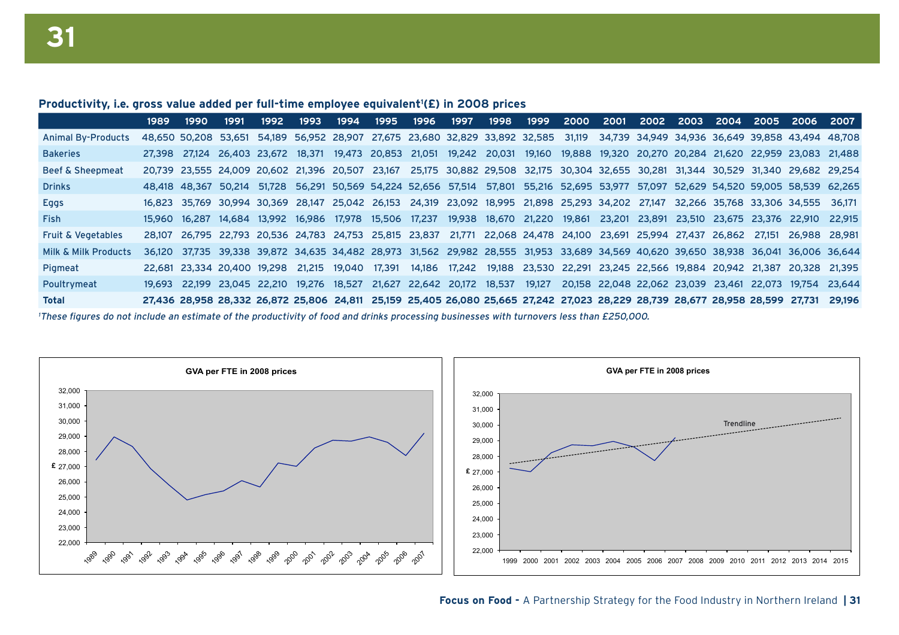**Productivity, i.e. gross value added per full-time employee equivalent[1](£) in 2008 prices**

| | 1989 | 1990 | 1991 | 1992 | 1993 | 1994 | 1995 | 1996 | 1997 | 1998 | 1999 | 2000 | 2001 | 2002 | 2003 | 2004 | 2005 | 2006 | 2007 |
|---|---|---|---|---|---|---|---|---|---|---|---|---|---|---|---|---|---|---|---|
| Animal By-Products | 48,650 | 50,208 | 53,651 | 54,189 | 56,952 | 28,907 | 27,675 | 23,680 | 32,829 | 33,892 | 32,585 | 31,119 | 34,739 | 34,949 | 34,936 | 36,649 | 39,858 | 43,494 | 48,708 |
| Bakeries | 27,398 | 27,124 | 26,403 | 23,672 | 18,371 | 19,473 | 20,853 | 21,051 | 19,242 | 20,031 | 19,160 | 19,888 | 19,320 | 20,270 | 20,284 | 21,620 | 22,959 | 23,083 | 21,488 |
| Beef & Sheepmeat | 20,739 | 23,555 | 24,009 | 20,602 | 21,396 | 20,507 | 23,167 | 25,175 | 30,882 | 29,508 | 32,175 | 30,304 | 32,655 | 30,281 | 31,344 | 30,529 | 31,340 | 29,682 | 29,254 |
| Drinks | 48,418 | 48,367 | 50,214 | 51,728 | 56,291 | 50,569 | 54,224 | 52,656 | 57,514 | 57,801 | 55,216 | 52,695 | 53,977 | 57,097 | 52,629 | 54,520 | 59,005 | 58,539 | 62,265 |
| Eggs | 16,823 | 35,769 | 30,994 | 30,369 | 28,147 | 25,042 | 26,153 | 24,319 | 23,092 | 18,995 | 21,898 | 25,293 | 34,202 | 27,147 | 32,266 | 35,768 | 33,306 | 34,555 | 36,171 |
| Fish | 15,960 | 16,287 | 14,684 | 13,992 | 16,986 | 17,978 | 15,506 | 17,237 | 19,938 | 18,670 | 21,220 | 19,861 | 23,201 | 23,891 | 23,510 | 23,675 | 23,376 | 22,910 | 22,915 |
| Fruit & Vegetables | 28,107 | 26,795 | 22,793 | 20,536 | 24,783 | 24,753 | 25,815 | 23,837 | 21,771 | 22,068 | 24,478 | 24,100 | 23,691 | 25,994 | 27,437 | 26,862 | 27,151 | 26,988 | 28,981 |
| Milk & Milk Products | 36,120 | 37,735 | 39,338 | 39,872 | 34,635 | 34,482 | 28,973 | 31,562 | 29,982 | 28,555 | 31,953 | 33,689 | 34,569 | 40,620 | 39,650 | 38,938 | 36,041 | 36,006 | 36,644 |
| Pigmeat | 22,681 | 23,334 | 20,400 | 19,298 | 21,215 | 19,040 | 17,391 | 14,186 | 17,242 | 19,188 | 23,530 | 22,291 | 23,245 | 22,566 | 19,884 | 20,942 | 21,387 | 20,328 | 21,395 |
| Poultrymeat | 19,693 | 22,199 | 23,045 | 22,210 | 19,276 | 18,527 | 21,627 | 22,642 | 20,172 | 18,537 | 19,127 | 20,158 | 22,048 | 22,062 | 23,039 | 23,461 | 22,073 | 19,754 | 23,644 |
| **Total** | **27,436** | **28,958** | **28,332** | **26,872** | **25,806** | **24,811** | **25,159** | **25,405** | **26,080** | **25,665** | **27,242** | **27,023** | **28,229** | **28,739** | **28,677** | **28,958** | **28,599** | **27,731** | **29,196** |

*[1]These figures do not include an estimate of the productivity of food and drinks processing businesses with turnovers less than £250,000.*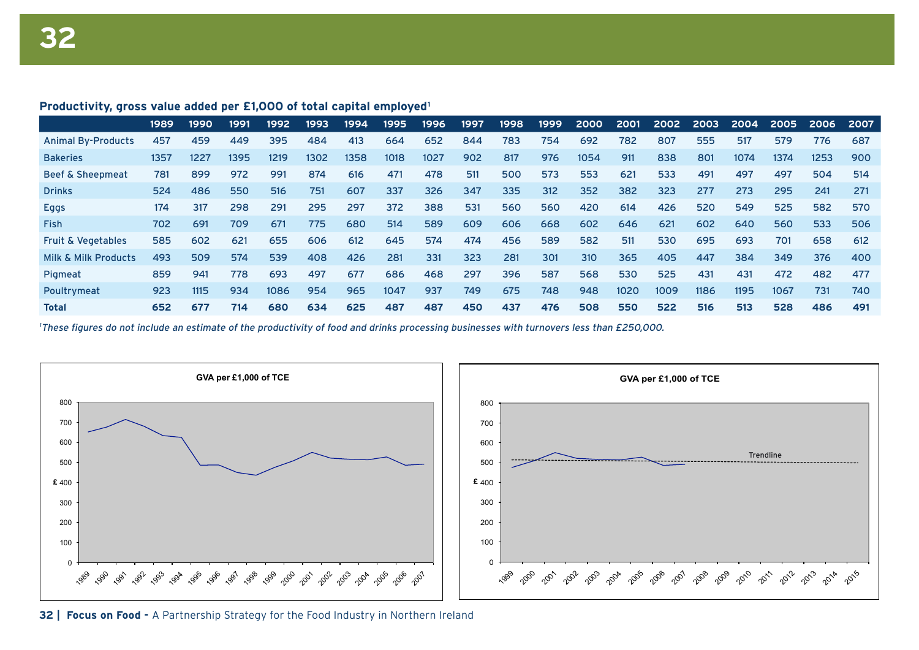## Productivity, gross value added per £1,000 of total capital employed[1]

| | 1989 | 1990 | 1991 | 1992 | 1993 | 1994 | 1995 | 1996 | 1997 | 1998 | 1999 | 2000 | 2001 | 2002 | 2003 | 2004 | 2005 | 2006 | 2007 |
|---|---|---|---|---|---|---|---|---|---|---|---|---|---|---|---|---|---|---|---|
| Animal By-Products | 457 | 459 | 449 | 395 | 484 | 413 | 664 | 652 | 844 | 783 | 754 | 692 | 782 | 807 | 555 | 517 | 579 | 776 | 687 |
| Bakeries | 1357 | 1227 | 1395 | 1219 | 1302 | 1358 | 1018 | 1027 | 902 | 817 | 976 | 1054 | 911 | 838 | 801 | 1074 | 1374 | 1253 | 900 |
| Beef & Sheepmeat | 781 | 899 | 972 | 991 | 874 | 616 | 471 | 478 | 511 | 500 | 573 | 553 | 621 | 533 | 491 | 497 | 497 | 504 | 514 |
| Drinks | 524 | 486 | 550 | 516 | 751 | 607 | 337 | 326 | 347 | 335 | 312 | 352 | 382 | 323 | 277 | 273 | 295 | 241 | 271 |
| Eggs | 174 | 317 | 298 | 291 | 295 | 297 | 372 | 388 | 531 | 560 | 560 | 420 | 614 | 426 | 520 | 549 | 525 | 582 | 570 |
| Fish | 702 | 691 | 709 | 671 | 775 | 680 | 514 | 589 | 609 | 606 | 668 | 602 | 646 | 621 | 602 | 640 | 560 | 533 | 506 |
| Fruit & Vegetables | 585 | 602 | 621 | 655 | 606 | 612 | 645 | 574 | 474 | 456 | 589 | 582 | 511 | 530 | 695 | 693 | 701 | 658 | 612 |
| Milk & Milk Products | 493 | 509 | 574 | 539 | 408 | 426 | 281 | 331 | 323 | 281 | 301 | 310 | 365 | 405 | 447 | 384 | 349 | 376 | 400 |
| Pigmeat | 859 | 941 | 778 | 693 | 497 | 677 | 686 | 468 | 297 | 396 | 587 | 568 | 530 | 525 | 431 | 431 | 472 | 482 | 477 |
| Poultrymeat | 923 | 1115 | 934 | 1086 | 954 | 965 | 1047 | 937 | 749 | 675 | 748 | 948 | 1020 | 1009 | 1186 | 1195 | 1067 | 731 | 740 |
| **Total** | **652** | **677** | **714** | **680** | **634** | **625** | **487** | **487** | **450** | **437** | **476** | **508** | **550** | **522** | **516** | **513** | **528** | **486** | **491** |

*[1]These figures do not include an estimate of the productivity of food and drinks processing businesses with turnovers less than £250,000.*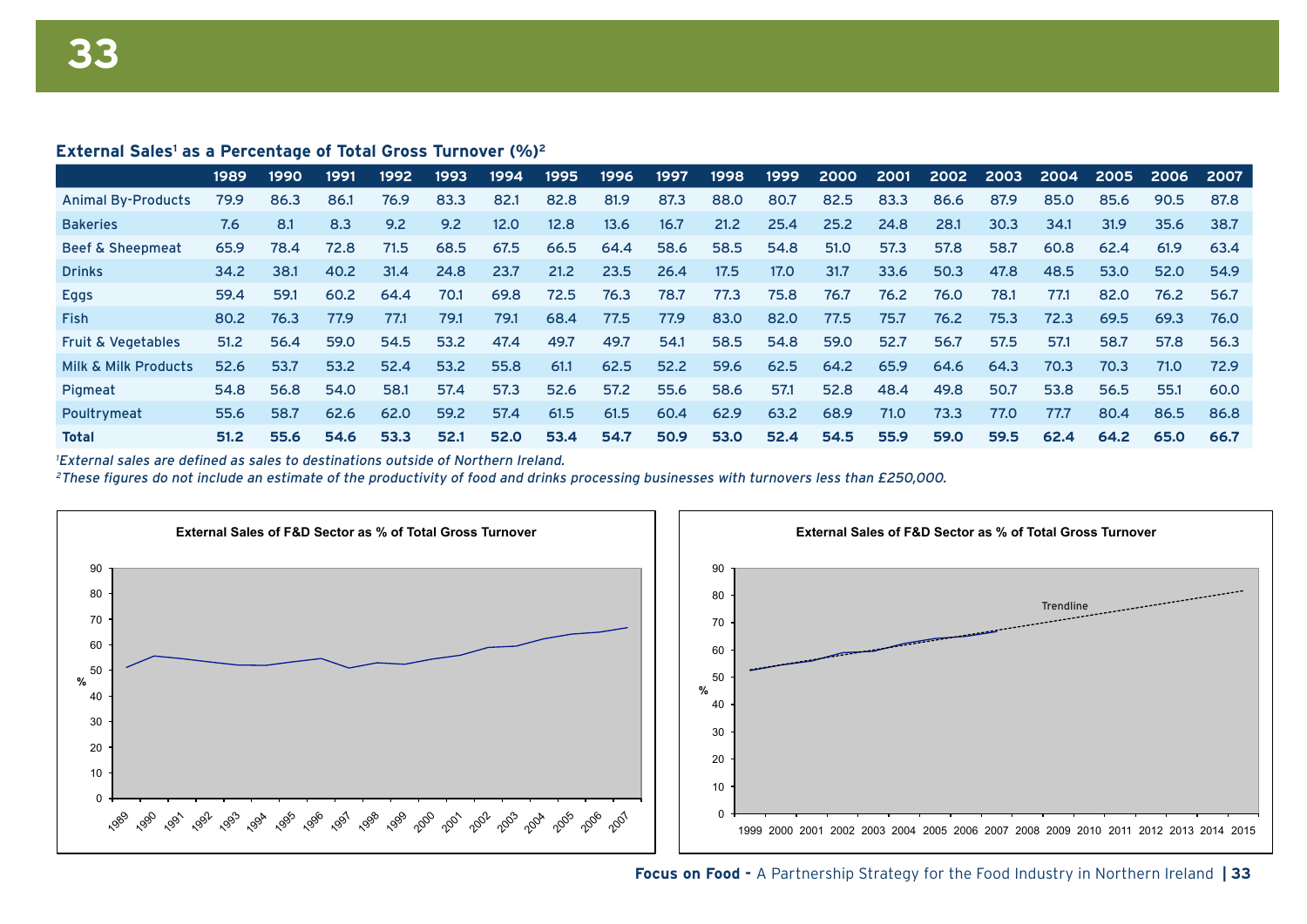**External Sales[1] as a Percentage of Total Gross Turnover (%)[2]**

| | 1989 | 1990 | 1991 | 1992 | 1993 | 1994 | 1995 | 1996 | 1997 | 1998 | 1999 | 2000 | 2001 | 2002 | 2003 | 2004 | 2005 | 2006 | 2007 |
|---|---|---|---|---|---|---|---|---|---|---|---|---|---|---|---|---|---|---|---|
| Animal By-Products | 79.9 | 86.3 | 86.1 | 76.9 | 83.3 | 82.1 | 82.8 | 81.9 | 87.3 | 88.0 | 80.7 | 82.5 | 83.3 | 86.6 | 87.9 | 85.0 | 85.6 | 90.5 | 87.8 |
| Bakeries | 7.6 | 8.1 | 8.3 | 9.2 | 9.2 | 12.0 | 12.8 | 13.6 | 16.7 | 21.2 | 25.4 | 25.2 | 24.8 | 28.1 | 30.3 | 34.1 | 31.9 | 35.6 | 38.7 |
| Beef & Sheepmeat | 65.9 | 78.4 | 72.8 | 71.5 | 68.5 | 67.5 | 66.5 | 64.4 | 58.6 | 58.5 | 54.8 | 51.0 | 57.3 | 57.8 | 58.7 | 60.8 | 62.4 | 61.9 | 63.4 |
| Drinks | 34.2 | 38.1 | 40.2 | 31.4 | 24.8 | 23.7 | 21.2 | 23.5 | 26.4 | 17.5 | 17.0 | 31.7 | 33.6 | 50.3 | 47.8 | 48.5 | 53.0 | 52.0 | 54.9 |
| Eggs | 59.4 | 59.1 | 60.2 | 64.4 | 70.1 | 69.8 | 72.5 | 76.3 | 78.7 | 77.3 | 75.8 | 76.7 | 76.2 | 76.0 | 78.1 | 77.1 | 82.0 | 76.2 | 56.7 |
| Fish | 80.2 | 76.3 | 77.9 | 77.1 | 79.1 | 79.1 | 68.4 | 77.5 | 77.9 | 83.0 | 82.0 | 77.5 | 75.7 | 76.2 | 75.3 | 72.3 | 69.5 | 69.3 | 76.0 |
| Fruit & Vegetables | 51.2 | 56.4 | 59.0 | 54.5 | 53.2 | 47.4 | 49.7 | 49.7 | 54.1 | 58.5 | 54.8 | 59.0 | 52.7 | 56.7 | 57.5 | 57.1 | 58.7 | 57.8 | 56.3 |
| Milk & Milk Products | 52.6 | 53.7 | 53.2 | 52.4 | 53.2 | 55.8 | 61.1 | 62.5 | 52.2 | 59.6 | 62.5 | 64.2 | 65.9 | 64.6 | 64.3 | 70.3 | 70.3 | 71.0 | 72.9 |
| Pigmeat | 54.8 | 56.8 | 54.0 | 58.1 | 57.4 | 57.3 | 52.6 | 57.2 | 55.6 | 58.6 | 57.1 | 52.8 | 48.4 | 49.8 | 50.7 | 53.8 | 56.5 | 55.1 | 60.0 |
| Poultrymeat | 55.6 | 58.7 | 62.6 | 62.0 | 59.2 | 57.4 | 61.5 | 61.5 | 60.4 | 62.9 | 63.2 | 68.9 | 71.0 | 73.3 | 77.0 | 77.7 | 80.4 | 86.5 | 86.8 |
| **Total** | **51.2** | **55.6** | **54.6** | **53.3** | **52.1** | **52.0** | **53.4** | **54.7** | **50.9** | **53.0** | **52.4** | **54.5** | **55.9** | **59.0** | **59.5** | **62.4** | **64.2** | **65.0** | **66.7** |

*[1]External sales are defined as sales to destinations outside of Northern Ireland.*
*[2]These figures do not include an estimate of the productivity of food and drinks processing businesses with turnovers less than £250,000.*

External Sales of F&D Sector as % of Total Gross Turnover

External Sales of F&D Sector as % of Total Gross Turnover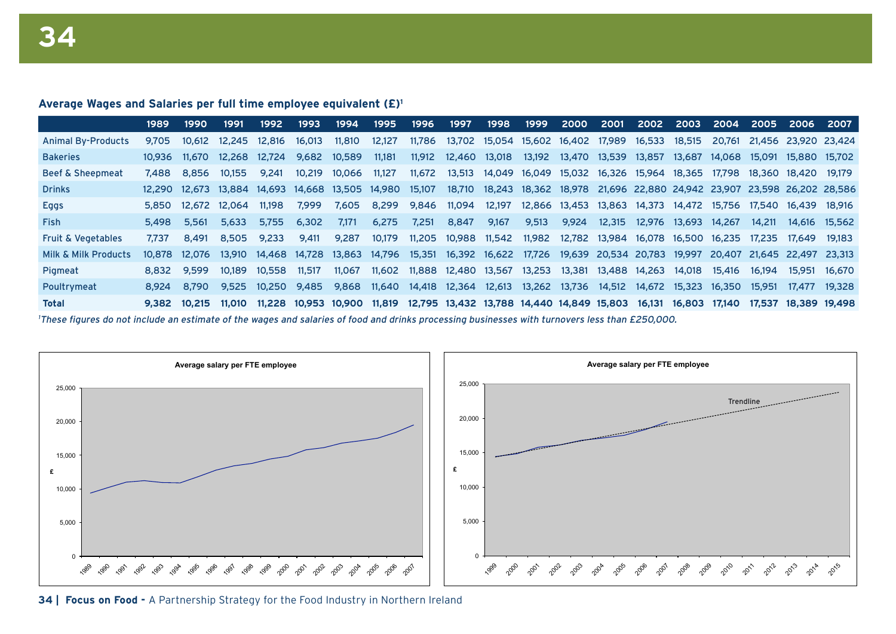**Average Wages and Salaries per full time employee equivalent (£)**[1]

| | 1989 | 1990 | 1991 | 1992 | 1993 | 1994 | 1995 | 1996 | 1997 | 1998 | 1999 | 2000 | 2001 | 2002 | 2003 | 2004 | 2005 | 2006 | 2007 |
|---|---|---|---|---|---|---|---|---|---|---|---|---|---|---|---|---|---|---|---|
| Animal By-Products | 9,705 | 10,612 | 12,245 | 12,816 | 16,013 | 11,810 | 12,127 | 11,786 | 13,702 | 15,054 | 15,602 | 16,402 | 17,989 | 16,533 | 18,515 | 20,761 | 21,456 | 23,920 | 23,424 |
| Bakeries | 10,936 | 11,670 | 12,268 | 12,724 | 9,682 | 10,589 | 11,181 | 11,912 | 12,460 | 13,018 | 13,192 | 13,470 | 13,539 | 13,857 | 13,687 | 14,068 | 15,091 | 15,880 | 15,702 |
| Beef & Sheepmeat | 7,488 | 8,856 | 10,155 | 9,241 | 10,219 | 10,066 | 11,127 | 11,672 | 13,513 | 14,049 | 16,049 | 15,032 | 16,326 | 15,964 | 18,365 | 17,798 | 18,360 | 18,420 | 19,179 |
| Drinks | 12,290 | 12,673 | 13,884 | 14,693 | 14,668 | 13,505 | 14,980 | 15,107 | 18,710 | 18,243 | 18,362 | 18,978 | 21,696 | 22,880 | 24,942 | 23,907 | 23,598 | 26,202 | 28,586 |
| Eggs | 5,850 | 12,672 | 12,064 | 11,198 | 7,999 | 7,605 | 8,299 | 9,846 | 11,094 | 12,197 | 12,866 | 13,453 | 13,863 | 14,373 | 14,472 | 15,756 | 17,540 | 16,439 | 18,916 |
| Fish | 5,498 | 5,561 | 5,633 | 5,755 | 6,302 | 7,171 | 6,275 | 7,251 | 8,847 | 9,167 | 9,513 | 9,924 | 12,315 | 12,976 | 13,693 | 14,267 | 14,211 | 14,616 | 15,562 |
| Fruit & Vegetables | 7,737 | 8,491 | 8,505 | 9,233 | 9,411 | 9,287 | 10,179 | 11,205 | 10,988 | 11,542 | 11,982 | 12,782 | 13,984 | 16,078 | 16,500 | 16,235 | 17,235 | 17,649 | 19,183 |
| Milk & Milk Products | 10,878 | 12,076 | 13,910 | 14,468 | 14,728 | 13,863 | 14,796 | 15,351 | 16,392 | 16,622 | 17,726 | 19,639 | 20,534 | 20,783 | 19,997 | 20,407 | 21,645 | 22,497 | 23,313 |
| Pigmeat | 8,832 | 9,599 | 10,189 | 10,558 | 11,517 | 11,067 | 11,602 | 11,888 | 12,480 | 13,567 | 13,253 | 13,381 | 13,488 | 14,263 | 14,018 | 15,416 | 16,194 | 15,951 | 16,670 |
| Poultrymeat | 8,924 | 8,790 | 9,525 | 10,250 | 9,485 | 9,868 | 11,640 | 14,418 | 12,364 | 12,613 | 13,262 | 13,736 | 14,512 | 14,672 | 15,323 | 16,350 | 15,951 | 17,477 | 19,328 |
| **Total** | **9,382** | **10,215** | **11,010** | **11,228** | **10,953** | **10,900** | **11,819** | **12,795** | **13,432** | **13,788** | **14,440** | **14,849** | **15,803** | **16,131** | **16,803** | **17,140** | **17,537** | **18,389** | **19,498** |

*[1]These figures do not include an estimate of the wages and salaries of food and drinks processing businesses with turnovers less than £250,000.*

Average salary per FTE employee

Average salary per FTE employee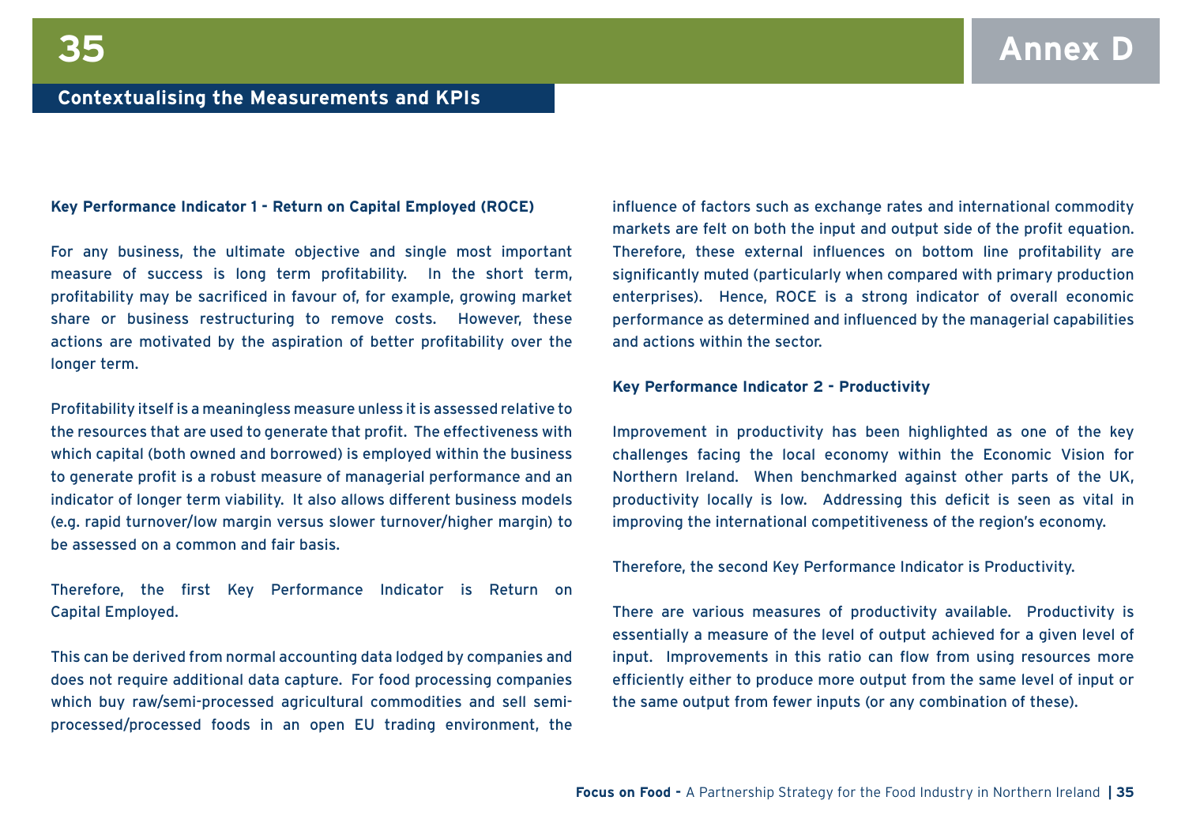# Annex D

## Contextualising the Measurements and KPIs

**Key Performance Indicator 1 - Return on Capital Employed (ROCE)**

For any business, the ultimate objective and single most important measure of success is long term profitability. In the short term, profitability may be sacrificed in favour of, for example, growing market share or business restructuring to remove costs. However, these actions are motivated by the aspiration of better profitability over the longer term.

Profitability itself is a meaningless measure unless it is assessed relative to the resources that are used to generate that profit. The effectiveness with which capital (both owned and borrowed) is employed within the business to generate profit is a robust measure of managerial performance and an indicator of longer term viability. It also allows different business models (e.g. rapid turnover/low margin versus slower turnover/higher margin) to be assessed on a common and fair basis.

Therefore, the first Key Performance Indicator is Return on Capital Employed.

This can be derived from normal accounting data lodged by companies and does not require additional data capture. For food processing companies which buy raw/semi-processed agricultural commodities and sell semi-processed/processed foods in an open EU trading environment, the influence of factors such as exchange rates and international commodity markets are felt on both the input and output side of the profit equation. Therefore, these external influences on bottom line profitability are significantly muted (particularly when compared with primary production enterprises). Hence, ROCE is a strong indicator of overall economic performance as determined and influenced by the managerial capabilities and actions within the sector.

**Key Performance Indicator 2 - Productivity**

Improvement in productivity has been highlighted as one of the key challenges facing the local economy within the Economic Vision for Northern Ireland. When benchmarked against other parts of the UK, productivity locally is low. Addressing this deficit is seen as vital in improving the international competitiveness of the region's economy.

Therefore, the second Key Performance Indicator is Productivity.

There are various measures of productivity available. Productivity is essentially a measure of the level of output achieved for a given level of input. Improvements in this ratio can flow from using resources more efficiently either to produce more output from the same level of input or the same output from fewer inputs (or any combination of these).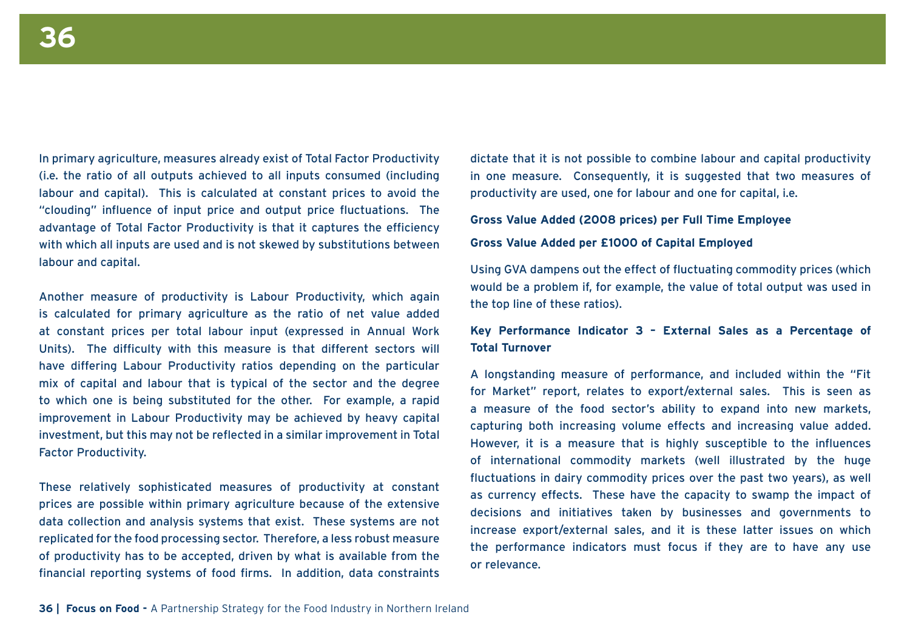In primary agriculture, measures already exist of Total Factor Productivity (i.e. the ratio of all outputs achieved to all inputs consumed (including labour and capital). This is calculated at constant prices to avoid the "clouding" influence of input price and output price fluctuations. The advantage of Total Factor Productivity is that it captures the efficiency with which all inputs are used and is not skewed by substitutions between labour and capital.

Another measure of productivity is Labour Productivity, which again is calculated for primary agriculture as the ratio of net value added at constant prices per total labour input (expressed in Annual Work Units). The difficulty with this measure is that different sectors will have differing Labour Productivity ratios depending on the particular mix of capital and labour that is typical of the sector and the degree to which one is being substituted for the other. For example, a rapid improvement in Labour Productivity may be achieved by heavy capital investment, but this may not be reflected in a similar improvement in Total Factor Productivity.

These relatively sophisticated measures of productivity at constant prices are possible within primary agriculture because of the extensive data collection and analysis systems that exist. These systems are not replicated for the food processing sector. Therefore, a less robust measure of productivity has to be accepted, driven by what is available from the financial reporting systems of food firms. In addition, data constraints dictate that it is not possible to combine labour and capital productivity in one measure. Consequently, it is suggested that two measures of productivity are used, one for labour and one for capital, i.e.

**Gross Value Added (2008 prices) per Full Time Employee**

**Gross Value Added per £1000 of Capital Employed**

Using GVA dampens out the effect of fluctuating commodity prices (which would be a problem if, for example, the value of total output was used in the top line of these ratios).

**Key Performance Indicator 3 – External Sales as a Percentage of Total Turnover**

A longstanding measure of performance, and included within the "Fit for Market" report, relates to export/external sales. This is seen as a measure of the food sector's ability to expand into new markets, capturing both increasing volume effects and increasing value added. However, it is a measure that is highly susceptible to the influences of international commodity markets (well illustrated by the huge fluctuations in dairy commodity prices over the past two years), as well as currency effects. These have the capacity to swamp the impact of decisions and initiatives taken by businesses and governments to increase export/external sales, and it is these latter issues on which the performance indicators must focus if they are to have any use or relevance.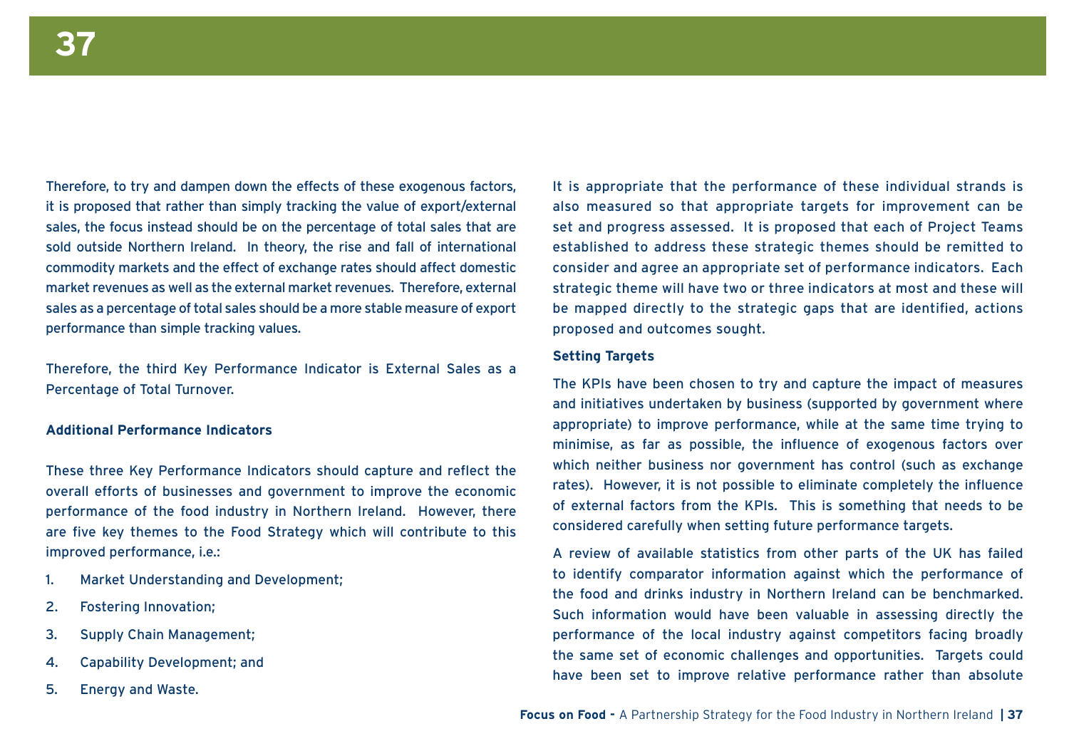Therefore, to try and dampen down the effects of these exogenous factors, it is proposed that rather than simply tracking the value of export/external sales, the focus instead should be on the percentage of total sales that are sold outside Northern Ireland. In theory, the rise and fall of international commodity markets and the effect of exchange rates should affect domestic market revenues as well as the external market revenues. Therefore, external sales as a percentage of total sales should be a more stable measure of export performance than simple tracking values.

Therefore, the third Key Performance Indicator is External Sales as a Percentage of Total Turnover.

**Additional Performance Indicators**

These three Key Performance Indicators should capture and reflect the overall efforts of businesses and government to improve the economic performance of the food industry in Northern Ireland. However, there are five key themes to the Food Strategy which will contribute to this improved performance, i.e.:

1. Market Understanding and Development;
2. Fostering Innovation;
3. Supply Chain Management;
4. Capability Development; and
5. Energy and Waste.

It is appropriate that the performance of these individual strands is also measured so that appropriate targets for improvement can be set and progress assessed. It is proposed that each of Project Teams established to address these strategic themes should be remitted to consider and agree an appropriate set of performance indicators. Each strategic theme will have two or three indicators at most and these will be mapped directly to the strategic gaps that are identified, actions proposed and outcomes sought.

**Setting Targets**

The KPIs have been chosen to try and capture the impact of measures and initiatives undertaken by business (supported by government where appropriate) to improve performance, while at the same time trying to minimise, as far as possible, the influence of exogenous factors over which neither business nor government has control (such as exchange rates). However, it is not possible to eliminate completely the influence of external factors from the KPIs. This is something that needs to be considered carefully when setting future performance targets.

A review of available statistics from other parts of the UK has failed to identify comparator information against which the performance of the food and drinks industry in Northern Ireland can be benchmarked. Such information would have been valuable in assessing directly the performance of the local industry against competitors facing broadly the same set of economic challenges and opportunities. Targets could have been set to improve relative performance rather than absolute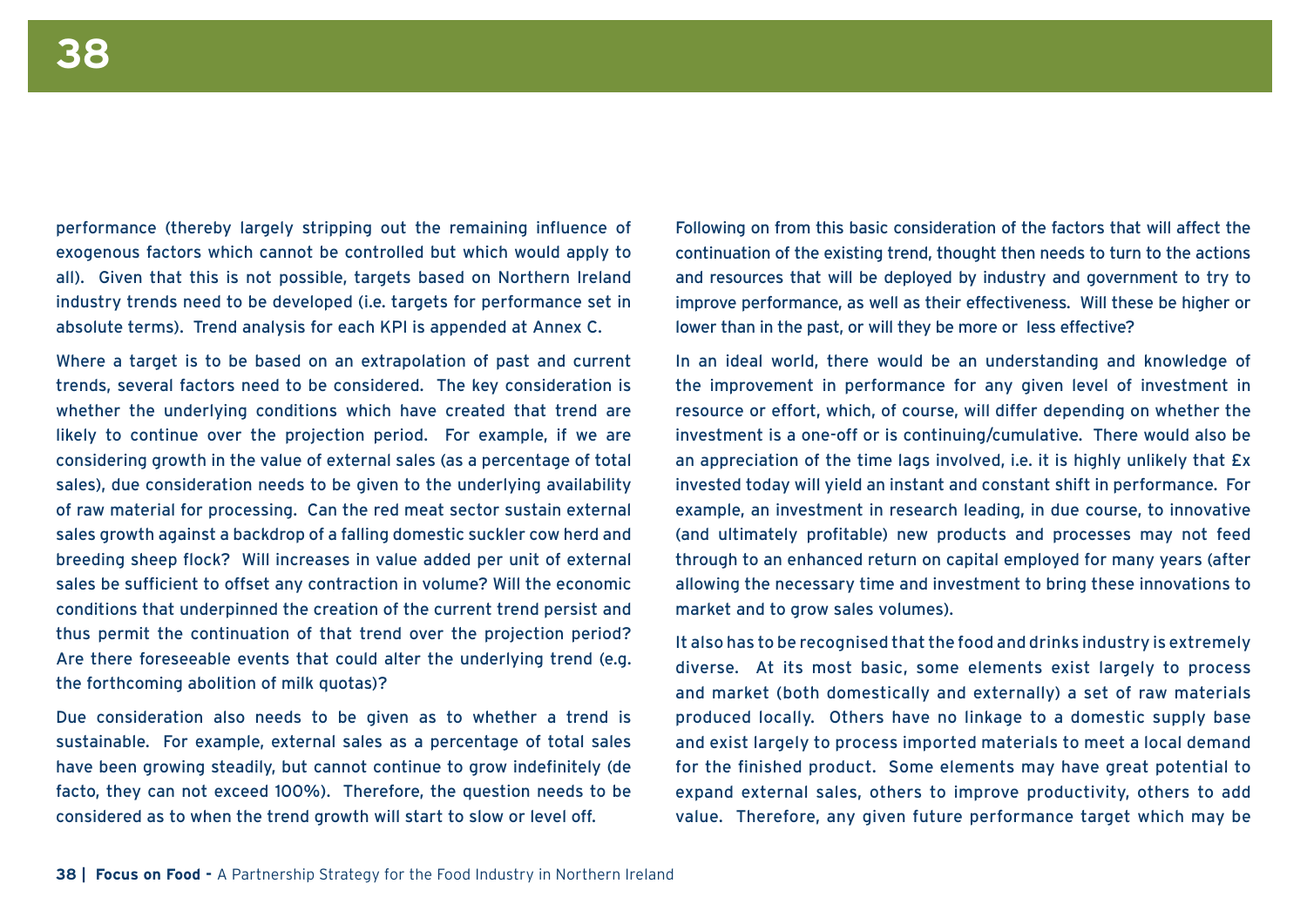performance (thereby largely stripping out the remaining influence of exogenous factors which cannot be controlled but which would apply to all). Given that this is not possible, targets based on Northern Ireland industry trends need to be developed (i.e. targets for performance set in absolute terms). Trend analysis for each KPI is appended at Annex C.

Where a target is to be based on an extrapolation of past and current trends, several factors need to be considered. The key consideration is whether the underlying conditions which have created that trend are likely to continue over the projection period. For example, if we are considering growth in the value of external sales (as a percentage of total sales), due consideration needs to be given to the underlying availability of raw material for processing. Can the red meat sector sustain external sales growth against a backdrop of a falling domestic suckler cow herd and breeding sheep flock? Will increases in value added per unit of external sales be sufficient to offset any contraction in volume? Will the economic conditions that underpinned the creation of the current trend persist and thus permit the continuation of that trend over the projection period? Are there foreseeable events that could alter the underlying trend (e.g. the forthcoming abolition of milk quotas)?

Due consideration also needs to be given as to whether a trend is sustainable. For example, external sales as a percentage of total sales have been growing steadily, but cannot continue to grow indefinitely (de facto, they can not exceed 100%). Therefore, the question needs to be considered as to when the trend growth will start to slow or level off.

Following on from this basic consideration of the factors that will affect the continuation of the existing trend, thought then needs to turn to the actions and resources that will be deployed by industry and government to try to improve performance, as well as their effectiveness. Will these be higher or lower than in the past, or will they be more or less effective?

In an ideal world, there would be an understanding and knowledge of the improvement in performance for any given level of investment in resource or effort, which, of course, will differ depending on whether the investment is a one-off or is continuing/cumulative. There would also be an appreciation of the time lags involved, i.e. it is highly unlikely that £x invested today will yield an instant and constant shift in performance. For example, an investment in research leading, in due course, to innovative (and ultimately profitable) new products and processes may not feed through to an enhanced return on capital employed for many years (after allowing the necessary time and investment to bring these innovations to market and to grow sales volumes).

It also has to be recognised that the food and drinks industry is extremely diverse. At its most basic, some elements exist largely to process and market (both domestically and externally) a set of raw materials produced locally. Others have no linkage to a domestic supply base and exist largely to process imported materials to meet a local demand for the finished product. Some elements may have great potential to expand external sales, others to improve productivity, others to add value. Therefore, any given future performance target which may be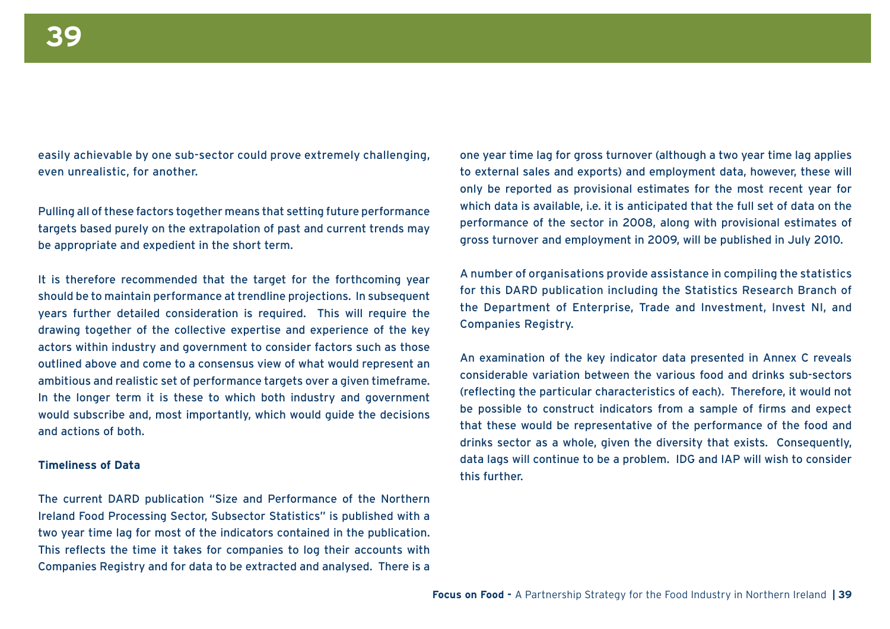easily achievable by one sub-sector could prove extremely challenging, even unrealistic, for another.

Pulling all of these factors together means that setting future performance targets based purely on the extrapolation of past and current trends may be appropriate and expedient in the short term.

It is therefore recommended that the target for the forthcoming year should be to maintain performance at trendline projections. In subsequent years further detailed consideration is required. This will require the drawing together of the collective expertise and experience of the key actors within industry and government to consider factors such as those outlined above and come to a consensus view of what would represent an ambitious and realistic set of performance targets over a given timeframe. In the longer term it is these to which both industry and government would subscribe and, most importantly, which would guide the decisions and actions of both.

**Timeliness of Data**

The current DARD publication "Size and Performance of the Northern Ireland Food Processing Sector, Subsector Statistics" is published with a two year time lag for most of the indicators contained in the publication. This reflects the time it takes for companies to log their accounts with Companies Registry and for data to be extracted and analysed. There is a one year time lag for gross turnover (although a two year time lag applies to external sales and exports) and employment data, however, these will only be reported as provisional estimates for the most recent year for which data is available, i.e. it is anticipated that the full set of data on the performance of the sector in 2008, along with provisional estimates of gross turnover and employment in 2009, will be published in July 2010.

A number of organisations provide assistance in compiling the statistics for this DARD publication including the Statistics Research Branch of the Department of Enterprise, Trade and Investment, Invest NI, and Companies Registry.

An examination of the key indicator data presented in Annex C reveals considerable variation between the various food and drinks sub-sectors (reflecting the particular characteristics of each). Therefore, it would not be possible to construct indicators from a sample of firms and expect that these would be representative of the performance of the food and drinks sector as a whole, given the diversity that exists. Consequently, data lags will continue to be a problem. IDG and IAP will wish to consider this further.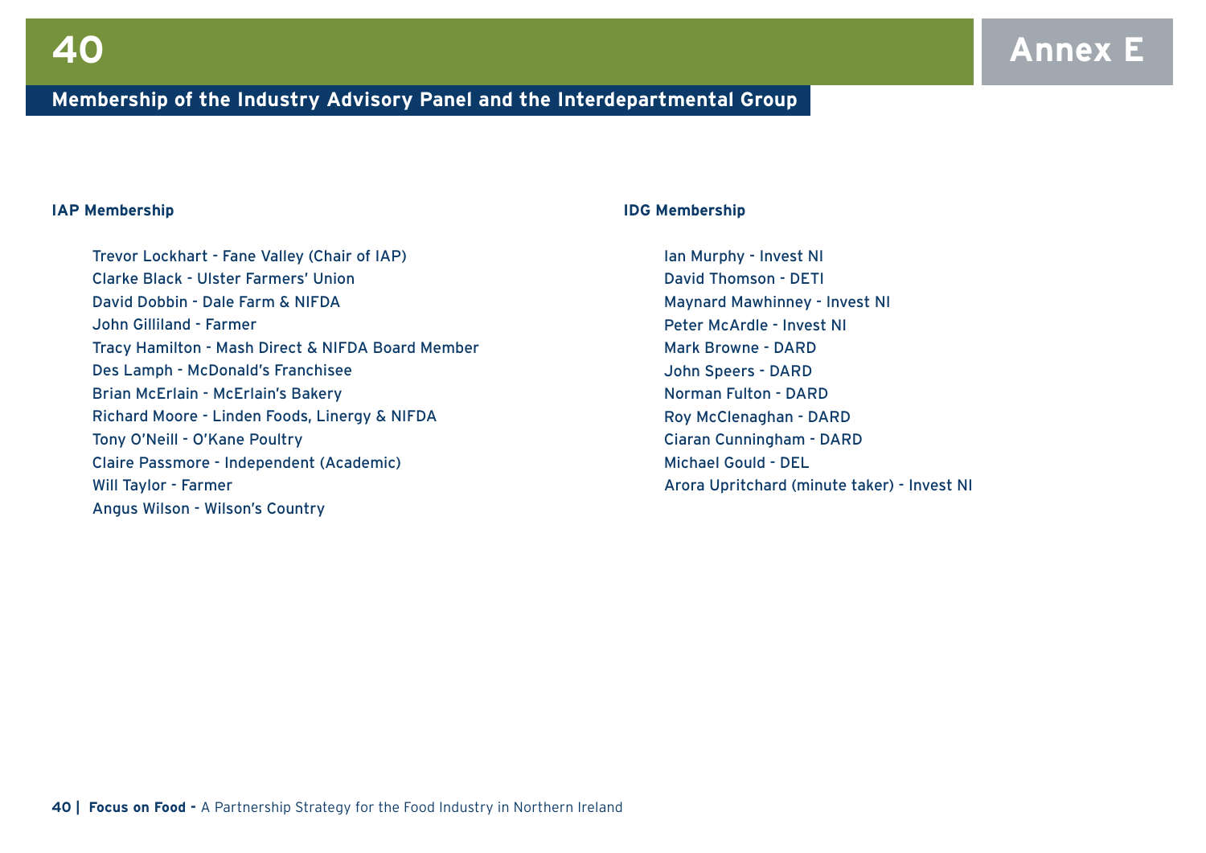# Annex E

## Membership of the Industry Advisory Panel and the Interdepartmental Group

**IAP Membership**

- Trevor Lockhart - Fane Valley (Chair of IAP)
- Clarke Black - Ulster Farmers' Union
- David Dobbin - Dale Farm & NIFDA
- John Gilliland - Farmer
- Tracy Hamilton - Mash Direct & NIFDA Board Member
- Des Lamph - McDonald's Franchisee
- Brian McErlain - McErlain's Bakery
- Richard Moore - Linden Foods, Linergy & NIFDA
- Tony O'Neill - O'Kane Poultry
- Claire Passmore - Independent (Academic)
- Will Taylor - Farmer
- Angus Wilson - Wilson's Country

**IDG Membership**

- Ian Murphy - Invest NI
- David Thomson - DETI
- Maynard Mawhinney - Invest NI
- Peter McArdle - Invest NI
- Mark Browne - DARD
- John Speers - DARD
- Norman Fulton - DARD
- Roy McClenaghan - DARD
- Ciaran Cunningham - DARD
- Michael Gould - DEL
- Arora Upritchard (minute taker) - Invest NI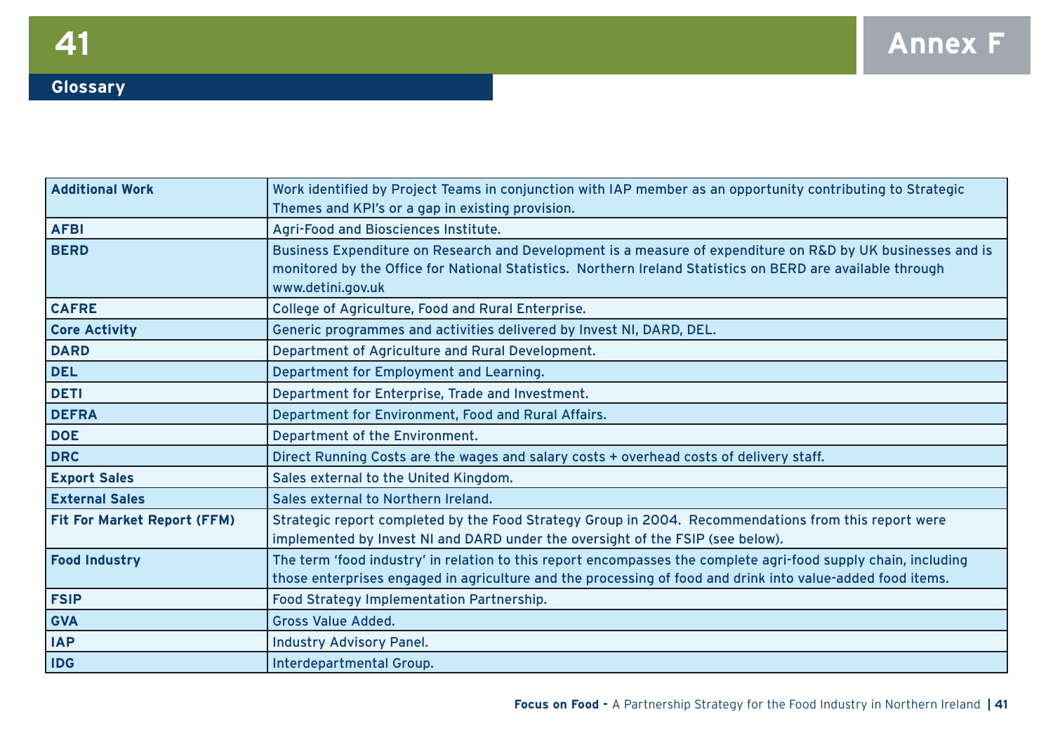# Annex F

## Glossary

| | |
|---|---|
| **Additional Work** | Work identified by Project Teams in conjunction with IAP member as an opportunity contributing to Strategic Themes and KPI's or a gap in existing provision. |
| **AFBI** | Agri-Food and Biosciences Institute. |
| **BERD** | Business Expenditure on Research and Development is a measure of expenditure on R&D by UK businesses and is monitored by the Office for National Statistics. Northern Ireland Statistics on BERD are available through www.detini.gov.uk |
| **CAFRE** | College of Agriculture, Food and Rural Enterprise. |
| **Core Activity** | Generic programmes and activities delivered by Invest NI, DARD, DEL. |
| **DARD** | Department of Agriculture and Rural Development. |
| **DEL** | Department for Employment and Learning. |
| **DETI** | Department for Enterprise, Trade and Investment. |
| **DEFRA** | Department for Environment, Food and Rural Affairs. |
| **DOE** | Department of the Environment. |
| **DRC** | Direct Running Costs are the wages and salary costs + overhead costs of delivery staff. |
| **Export Sales** | Sales external to the United Kingdom. |
| **External Sales** | Sales external to Northern Ireland. |
| **Fit For Market Report (FFM)** | Strategic report completed by the Food Strategy Group in 2004. Recommendations from this report were implemented by Invest NI and DARD under the oversight of the FSIP (see below). |
| **Food Industry** | The term 'food industry' in relation to this report encompasses the complete agri-food supply chain, including those enterprises engaged in agriculture and the processing of food and drink into value-added food items. |
| **FSIP** | Food Strategy Implementation Partnership. |
| **GVA** | Gross Value Added. |
| **IAP** | Industry Advisory Panel. |
| **IDG** | Interdepartmental Group. |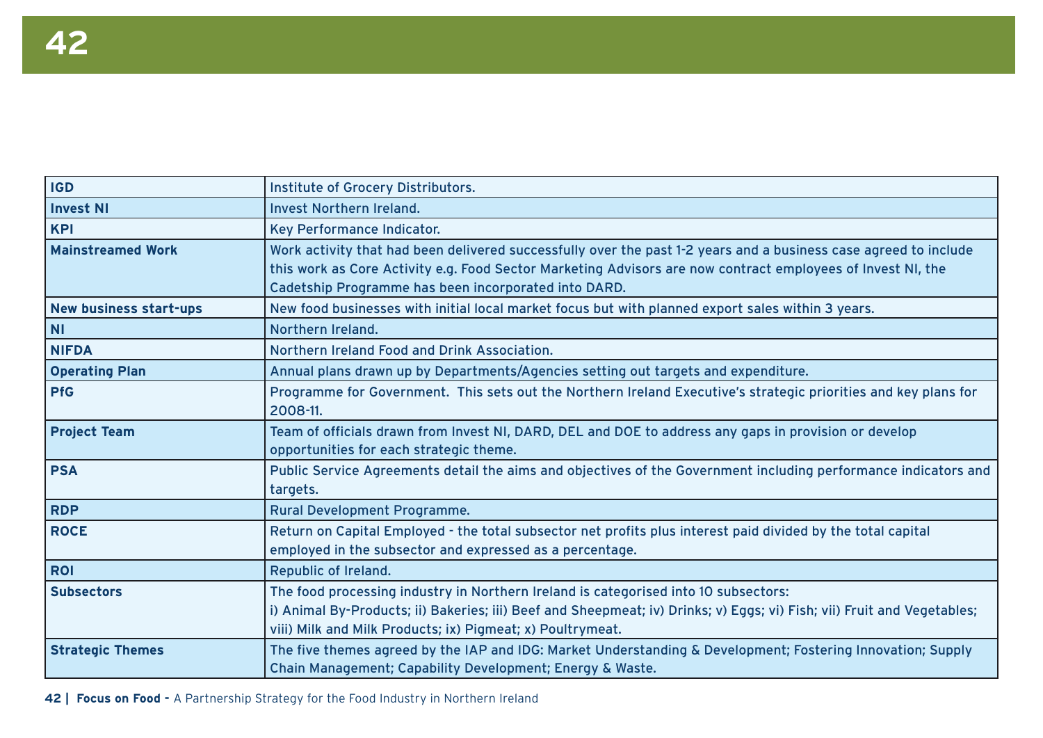| | |
|---|---|
| **IGD** | Institute of Grocery Distributors. |
| **Invest NI** | Invest Northern Ireland. |
| **KPI** | Key Performance Indicator. |
| **Mainstreamed Work** | Work activity that had been delivered successfully over the past 1-2 years and a business case agreed to include this work as Core Activity e.g. Food Sector Marketing Advisors are now contract employees of Invest NI, the Cadetship Programme has been incorporated into DARD. |
| **New business start-ups** | New food businesses with initial local market focus but with planned export sales within 3 years. |
| **NI** | Northern Ireland. |
| **NIFDA** | Northern Ireland Food and Drink Association. |
| **Operating Plan** | Annual plans drawn up by Departments/Agencies setting out targets and expenditure. |
| **PfG** | Programme for Government. This sets out the Northern Ireland Executive's strategic priorities and key plans for 2008-11. |
| **Project Team** | Team of officials drawn from Invest NI, DARD, DEL and DOE to address any gaps in provision or develop opportunities for each strategic theme. |
| **PSA** | Public Service Agreements detail the aims and objectives of the Government including performance indicators and targets. |
| **RDP** | Rural Development Programme. |
| **ROCE** | Return on Capital Employed - the total subsector net profits plus interest paid divided by the total capital employed in the subsector and expressed as a percentage. |
| **ROI** | Republic of Ireland. |
| **Subsectors** | The food processing industry in Northern Ireland is categorised into 10 subsectors: i) Animal By-Products; ii) Bakeries; iii) Beef and Sheepmeat; iv) Drinks; v) Eggs; vi) Fish; vii) Fruit and Vegetables; viii) Milk and Milk Products; ix) Pigmeat; x) Poultrymeat. |
| **Strategic Themes** | The five themes agreed by the IAP and IDG: Market Understanding & Development; Fostering Innovation; Supply Chain Management; Capability Development; Energy & Waste. |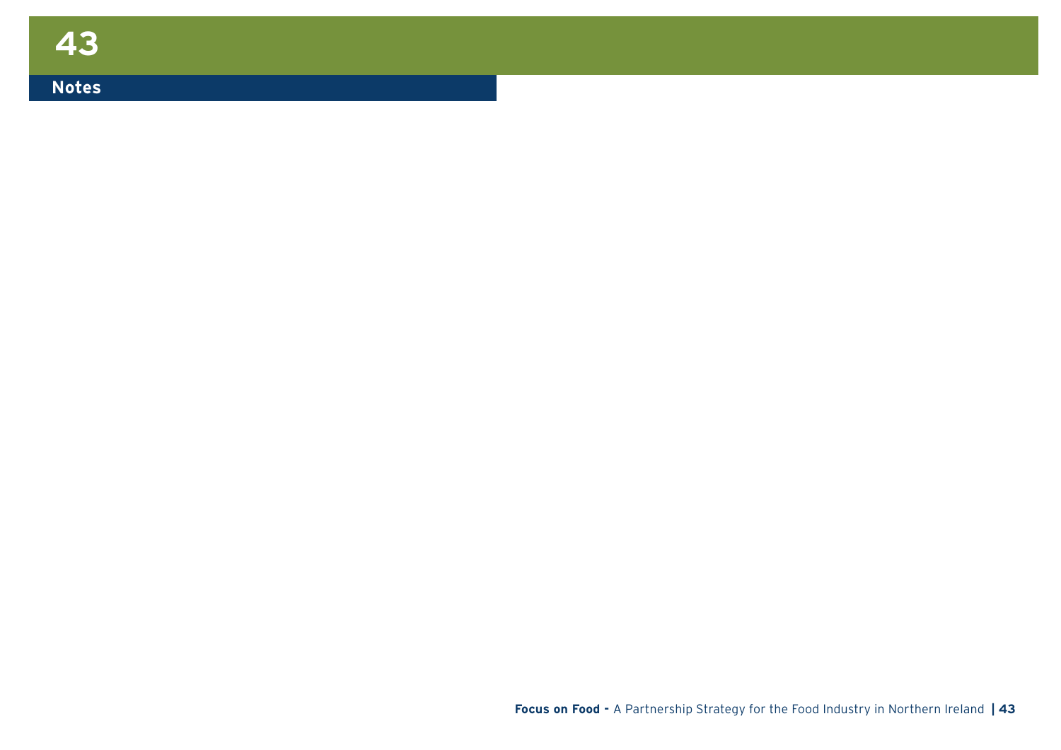## Notes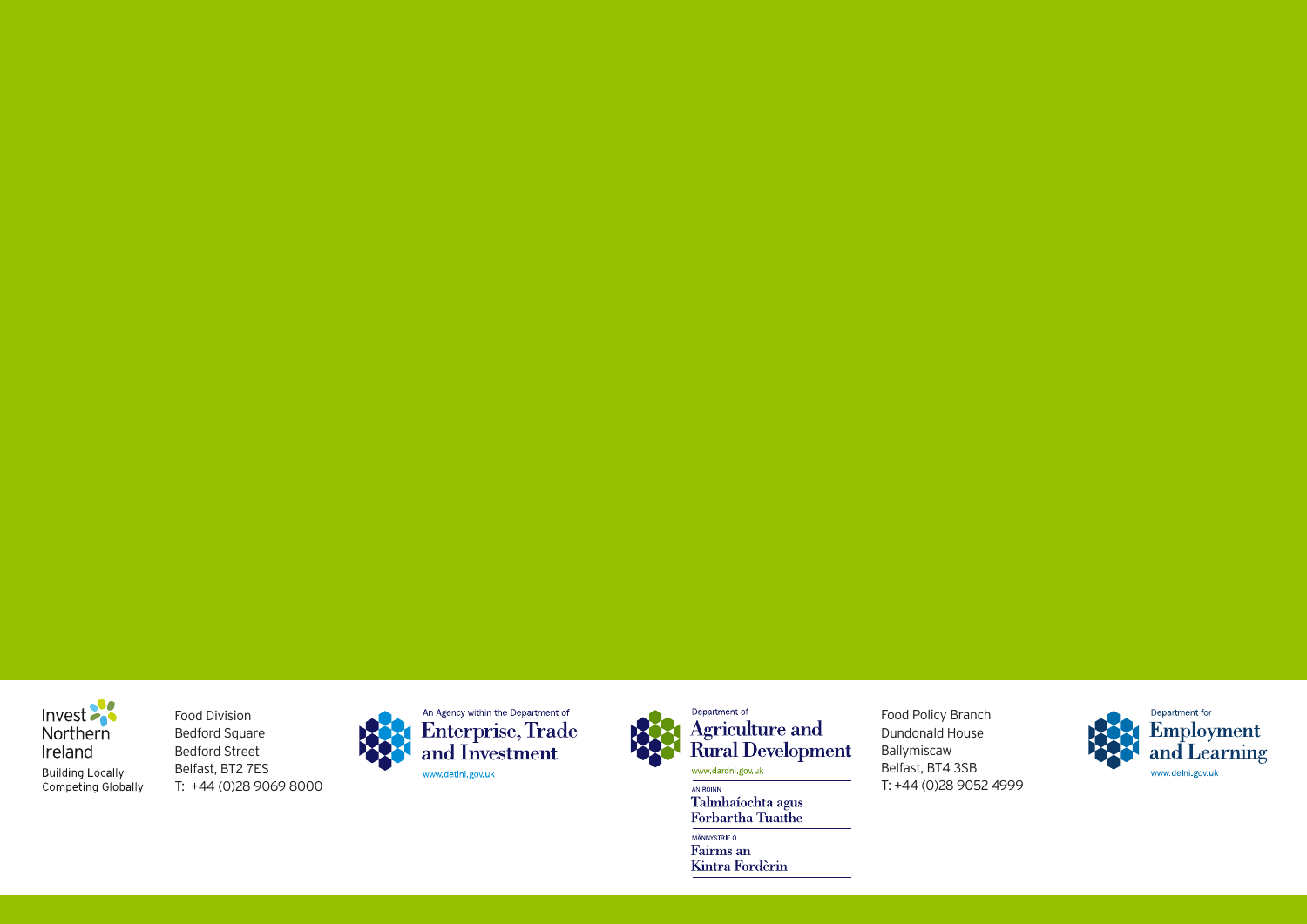Invest Northern Ireland

Building Locally
Competing Globally

Food Division
Bedford Square
Bedford Street
Belfast, BT2 7ES
T: +44 (0)28 9069 8000

An Agency within the Department of
Enterprise, Trade and Investment
www.detini.gov.uk

Department of
Agriculture and Rural Development
www.dardni.gov.uk

AN ROINN
Talmhaíochta agus Forbartha Tuaithe

MÄNNYSTRIE O
Fairms an Kintra Fordèrin

Food Policy Branch
Dundonald House
Ballymiscaw
Belfast, BT4 3SB
T: +44 (0)28 9052 4999

Department for
Employment and Learning
www.delni.gov.uk